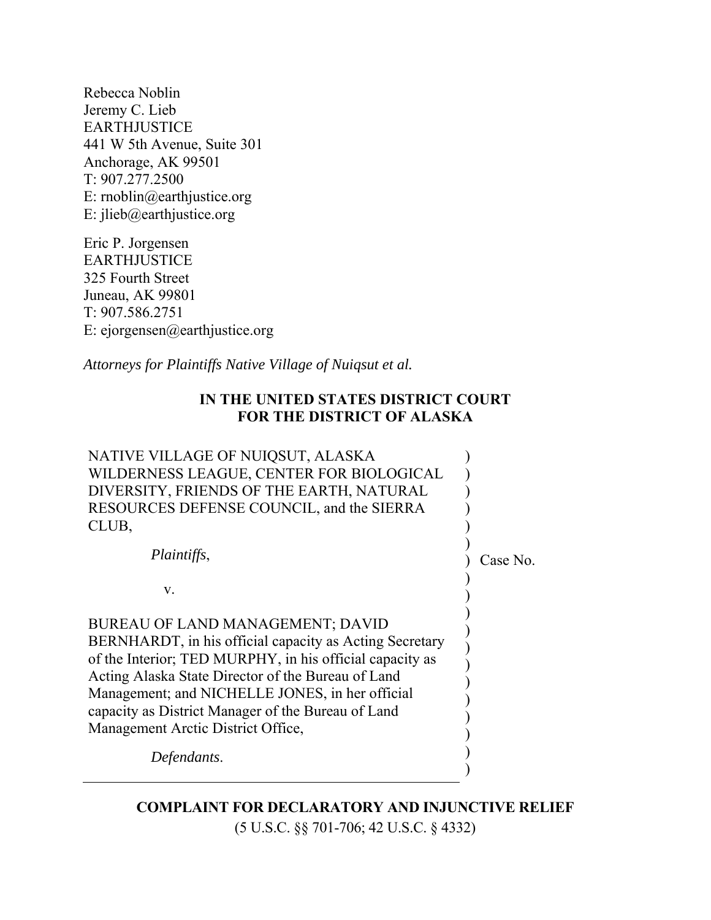Rebecca Noblin
Jeremy C. Lieb
EARTHJUSTICE
441 W 5th Avenue, Suite 301
Anchorage, AK 99501
T: 907.277.2500
E: rnoblin@earthjustice.org
E: jlieb@earthjustice.org

Eric P. Jorgensen
EARTHJUSTICE
325 Fourth Street
Juneau, AK 99801
T: 907.586.2751
E: ejorgensen@earthjustice.org

*Attorneys for Plaintiffs Native Village of Nuiqsut et al.*

**IN THE UNITED STATES DISTRICT COURT**
**FOR THE DISTRICT OF ALASKA**

NATIVE VILLAGE OF NUIQSUT, ALASKA WILDERNESS LEAGUE, CENTER FOR BIOLOGICAL DIVERSITY, FRIENDS OF THE EARTH, NATURAL RESOURCES DEFENSE COUNCIL, and the SIERRA CLUB,

*Plaintiffs*,

v.

BUREAU OF LAND MANAGEMENT; DAVID BERNHARDT, in his official capacity as Acting Secretary of the Interior; TED MURPHY, in his official capacity as Acting Alaska State Director of the Bureau of Land Management; and NICHELLE JONES, in her official capacity as District Manager of the Bureau of Land Management Arctic District Office,

*Defendants*.

Case No.

**COMPLAINT FOR DECLARATORY AND INJUNCTIVE RELIEF**

(5 U.S.C. §§ 701-706; 42 U.S.C. § 4332)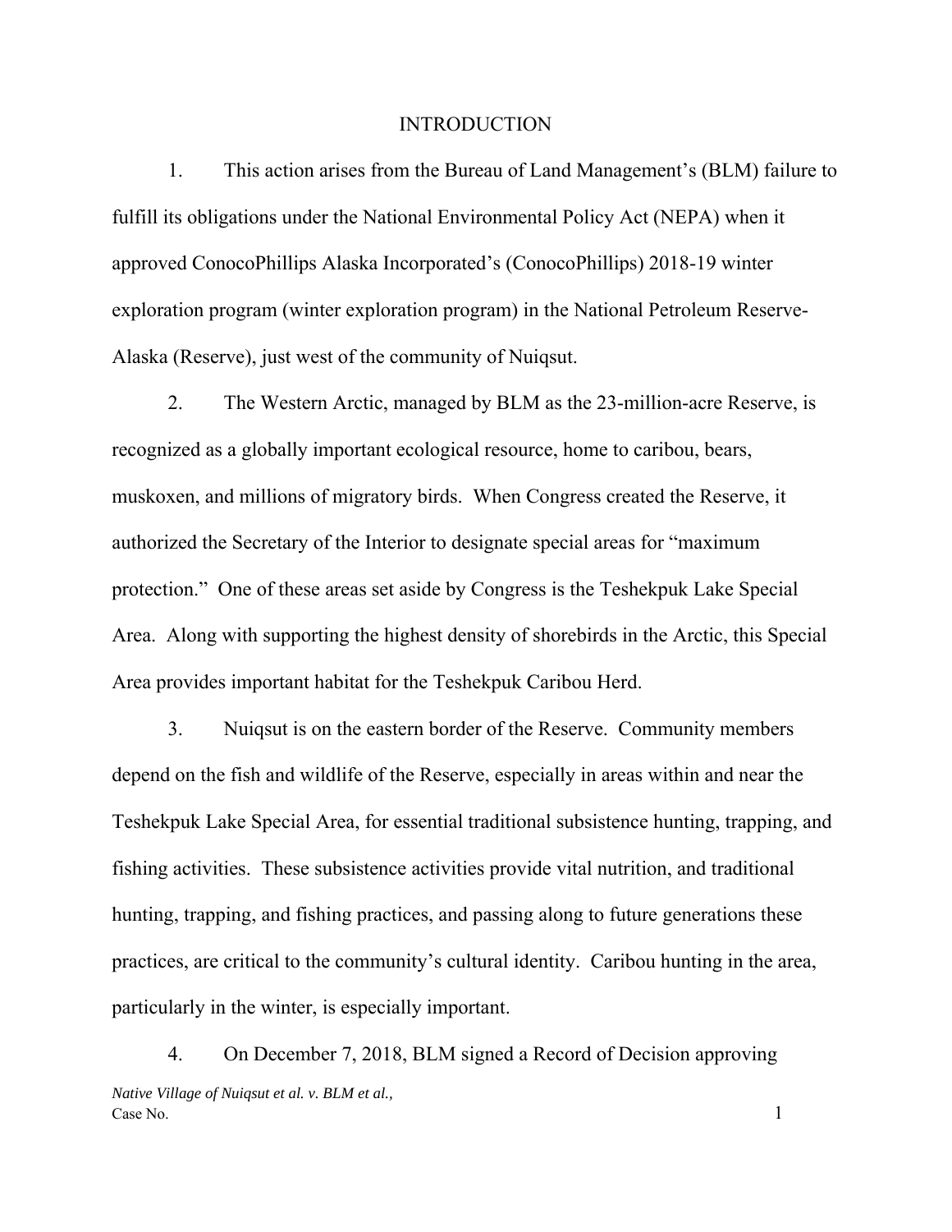## INTRODUCTION

1. This action arises from the Bureau of Land Management's (BLM) failure to fulfill its obligations under the National Environmental Policy Act (NEPA) when it approved ConocoPhillips Alaska Incorporated's (ConocoPhillips) 2018-19 winter exploration program (winter exploration program) in the National Petroleum Reserve-Alaska (Reserve), just west of the community of Nuiqsut.

2. The Western Arctic, managed by BLM as the 23-million-acre Reserve, is recognized as a globally important ecological resource, home to caribou, bears, muskoxen, and millions of migratory birds. When Congress created the Reserve, it authorized the Secretary of the Interior to designate special areas for "maximum protection." One of these areas set aside by Congress is the Teshekpuk Lake Special Area. Along with supporting the highest density of shorebirds in the Arctic, this Special Area provides important habitat for the Teshekpuk Caribou Herd.

3. Nuiqsut is on the eastern border of the Reserve. Community members depend on the fish and wildlife of the Reserve, especially in areas within and near the Teshekpuk Lake Special Area, for essential traditional subsistence hunting, trapping, and fishing activities. These subsistence activities provide vital nutrition, and traditional hunting, trapping, and fishing practices, and passing along to future generations these practices, are critical to the community's cultural identity. Caribou hunting in the area, particularly in the winter, is especially important.

4. On December 7, 2018, BLM signed a Record of Decision approving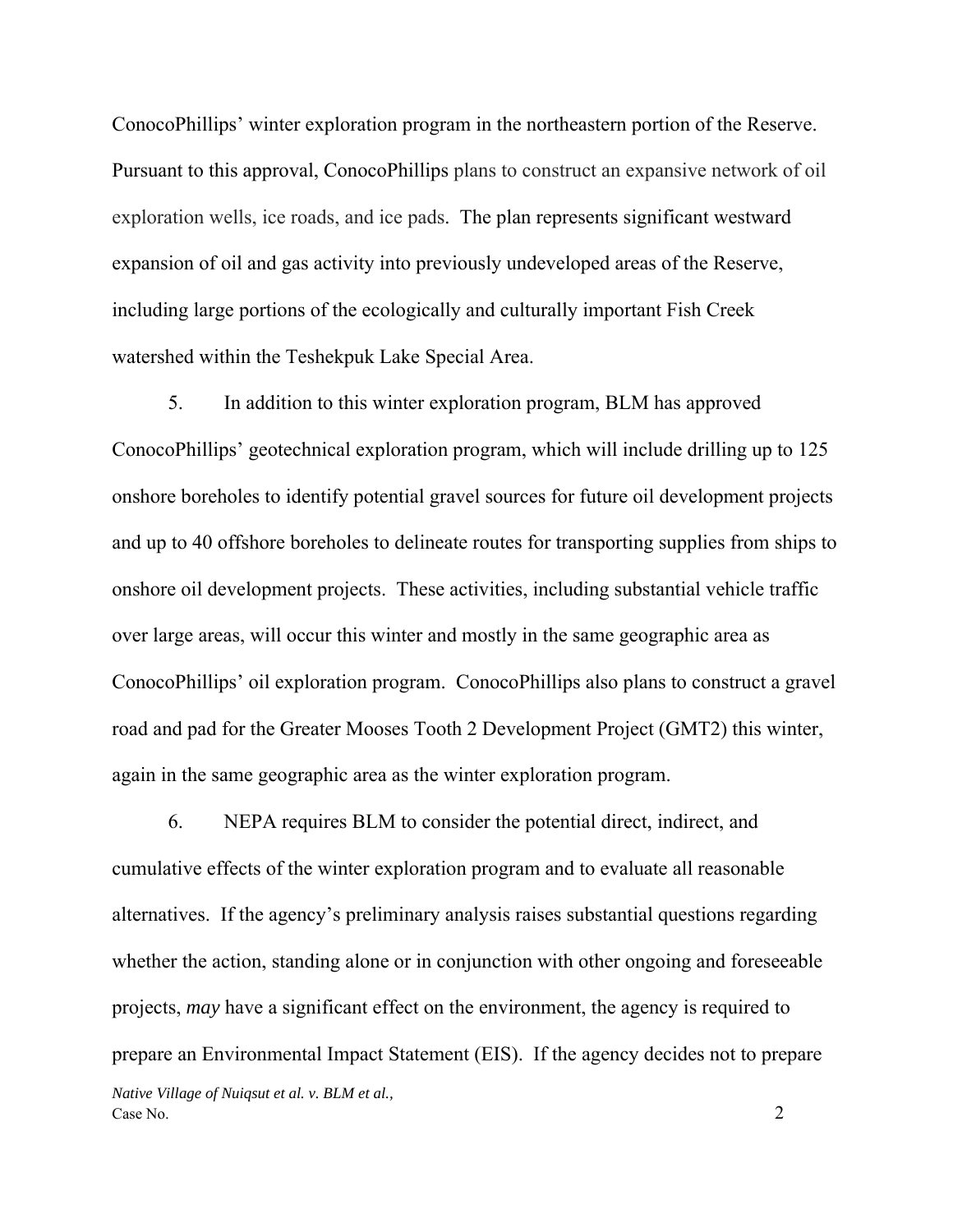ConocoPhillips' winter exploration program in the northeastern portion of the Reserve. Pursuant to this approval, ConocoPhillips plans to construct an expansive network of oil exploration wells, ice roads, and ice pads. The plan represents significant westward expansion of oil and gas activity into previously undeveloped areas of the Reserve, including large portions of the ecologically and culturally important Fish Creek watershed within the Teshekpuk Lake Special Area.

5. In addition to this winter exploration program, BLM has approved ConocoPhillips' geotechnical exploration program, which will include drilling up to 125 onshore boreholes to identify potential gravel sources for future oil development projects and up to 40 offshore boreholes to delineate routes for transporting supplies from ships to onshore oil development projects. These activities, including substantial vehicle traffic over large areas, will occur this winter and mostly in the same geographic area as ConocoPhillips' oil exploration program. ConocoPhillips also plans to construct a gravel road and pad for the Greater Mooses Tooth 2 Development Project (GMT2) this winter, again in the same geographic area as the winter exploration program.

6. NEPA requires BLM to consider the potential direct, indirect, and cumulative effects of the winter exploration program and to evaluate all reasonable alternatives. If the agency's preliminary analysis raises substantial questions regarding whether the action, standing alone or in conjunction with other ongoing and foreseeable projects, *may* have a significant effect on the environment, the agency is required to prepare an Environmental Impact Statement (EIS). If the agency decides not to prepare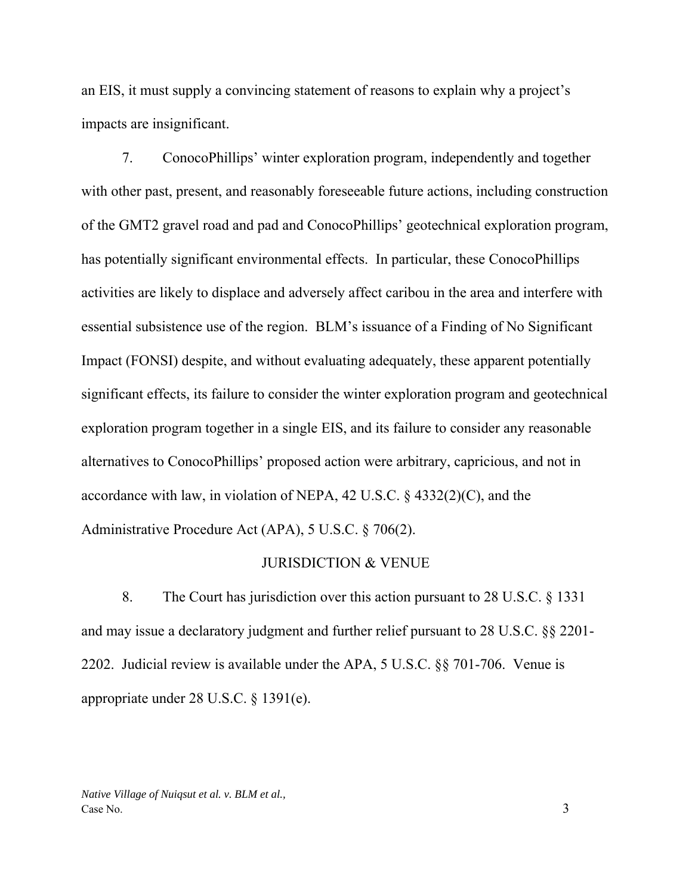an EIS, it must supply a convincing statement of reasons to explain why a project's impacts are insignificant.

7. ConocoPhillips' winter exploration program, independently and together with other past, present, and reasonably foreseeable future actions, including construction of the GMT2 gravel road and pad and ConocoPhillips' geotechnical exploration program, has potentially significant environmental effects. In particular, these ConocoPhillips activities are likely to displace and adversely affect caribou in the area and interfere with essential subsistence use of the region. BLM's issuance of a Finding of No Significant Impact (FONSI) despite, and without evaluating adequately, these apparent potentially significant effects, its failure to consider the winter exploration program and geotechnical exploration program together in a single EIS, and its failure to consider any reasonable alternatives to ConocoPhillips' proposed action were arbitrary, capricious, and not in accordance with law, in violation of NEPA, 42 U.S.C. § 4332(2)(C), and the Administrative Procedure Act (APA), 5 U.S.C. § 706(2).

## JURISDICTION & VENUE

8. The Court has jurisdiction over this action pursuant to 28 U.S.C. § 1331 and may issue a declaratory judgment and further relief pursuant to 28 U.S.C. §§ 2201-2202. Judicial review is available under the APA, 5 U.S.C. §§ 701-706. Venue is appropriate under 28 U.S.C. § 1391(e).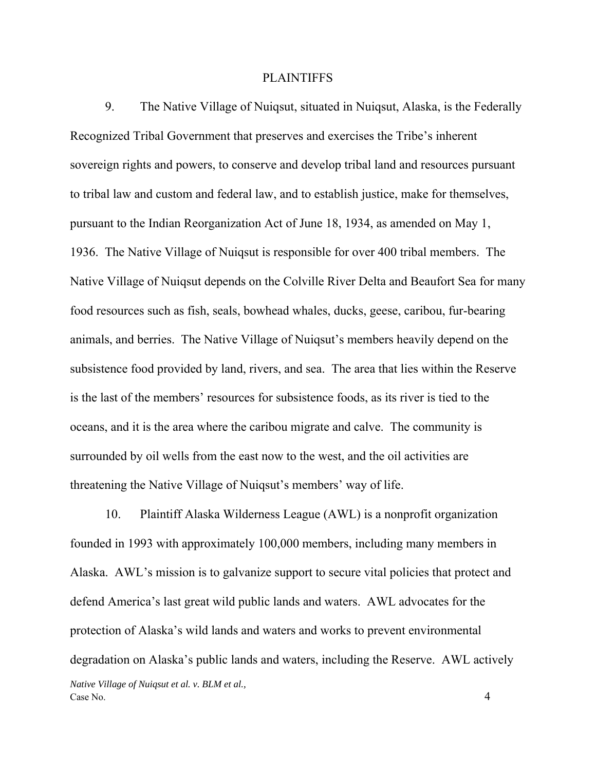## PLAINTIFFS

9. The Native Village of Nuiqsut, situated in Nuiqsut, Alaska, is the Federally Recognized Tribal Government that preserves and exercises the Tribe's inherent sovereign rights and powers, to conserve and develop tribal land and resources pursuant to tribal law and custom and federal law, and to establish justice, make for themselves, pursuant to the Indian Reorganization Act of June 18, 1934, as amended on May 1, 1936. The Native Village of Nuiqsut is responsible for over 400 tribal members. The Native Village of Nuiqsut depends on the Colville River Delta and Beaufort Sea for many food resources such as fish, seals, bowhead whales, ducks, geese, caribou, fur-bearing animals, and berries. The Native Village of Nuiqsut's members heavily depend on the subsistence food provided by land, rivers, and sea. The area that lies within the Reserve is the last of the members' resources for subsistence foods, as its river is tied to the oceans, and it is the area where the caribou migrate and calve. The community is surrounded by oil wells from the east now to the west, and the oil activities are threatening the Native Village of Nuiqsut's members' way of life.

10. Plaintiff Alaska Wilderness League (AWL) is a nonprofit organization founded in 1993 with approximately 100,000 members, including many members in Alaska. AWL's mission is to galvanize support to secure vital policies that protect and defend America's last great wild public lands and waters. AWL advocates for the protection of Alaska's wild lands and waters and works to prevent environmental degradation on Alaska's public lands and waters, including the Reserve. AWL actively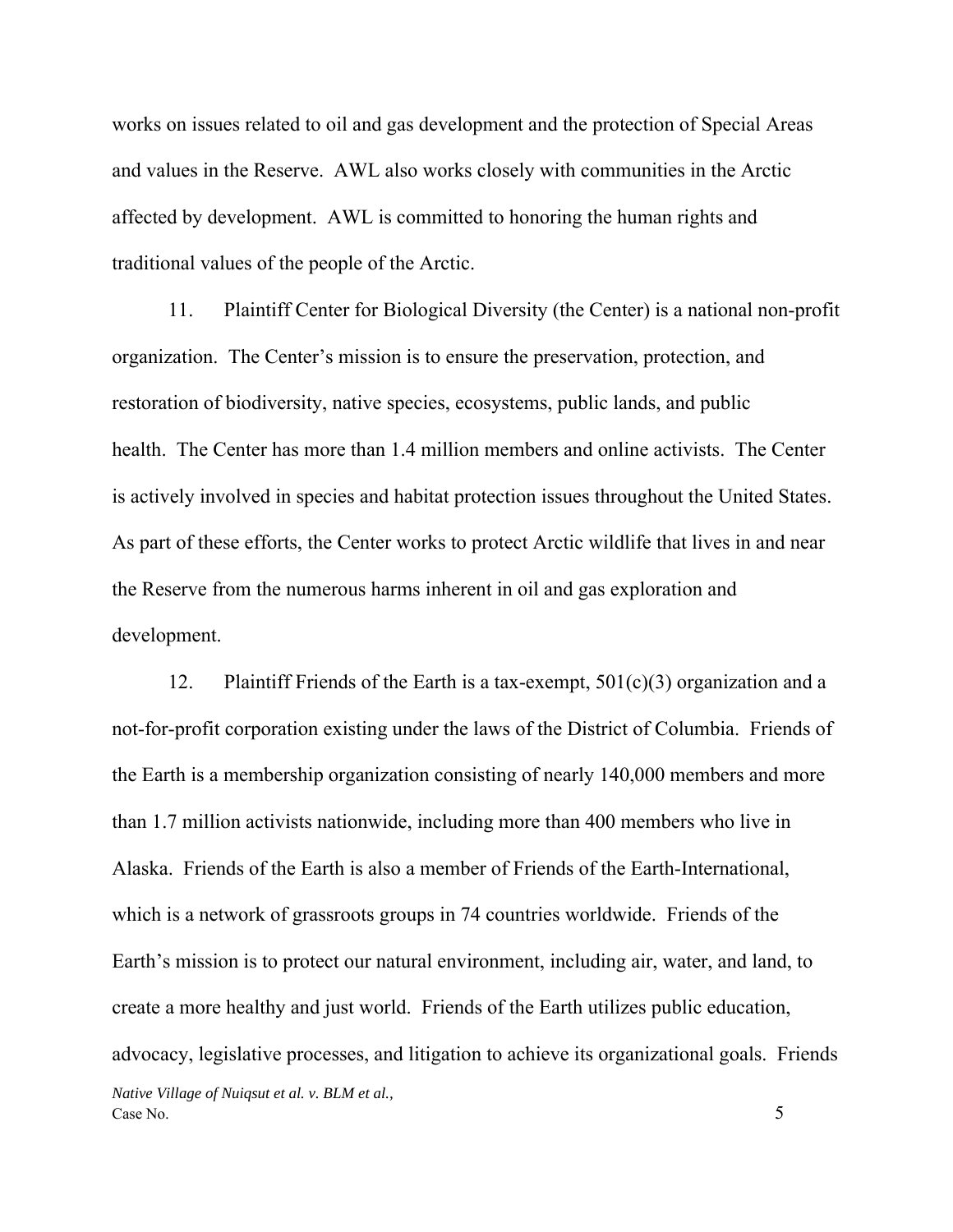works on issues related to oil and gas development and the protection of Special Areas and values in the Reserve. AWL also works closely with communities in the Arctic affected by development. AWL is committed to honoring the human rights and traditional values of the people of the Arctic.

11. Plaintiff Center for Biological Diversity (the Center) is a national non-profit organization. The Center's mission is to ensure the preservation, protection, and restoration of biodiversity, native species, ecosystems, public lands, and public health. The Center has more than 1.4 million members and online activists. The Center is actively involved in species and habitat protection issues throughout the United States. As part of these efforts, the Center works to protect Arctic wildlife that lives in and near the Reserve from the numerous harms inherent in oil and gas exploration and development.

12. Plaintiff Friends of the Earth is a tax-exempt, 501(c)(3) organization and a not-for-profit corporation existing under the laws of the District of Columbia. Friends of the Earth is a membership organization consisting of nearly 140,000 members and more than 1.7 million activists nationwide, including more than 400 members who live in Alaska. Friends of the Earth is also a member of Friends of the Earth-International, which is a network of grassroots groups in 74 countries worldwide. Friends of the Earth's mission is to protect our natural environment, including air, water, and land, to create a more healthy and just world. Friends of the Earth utilizes public education, advocacy, legislative processes, and litigation to achieve its organizational goals. Friends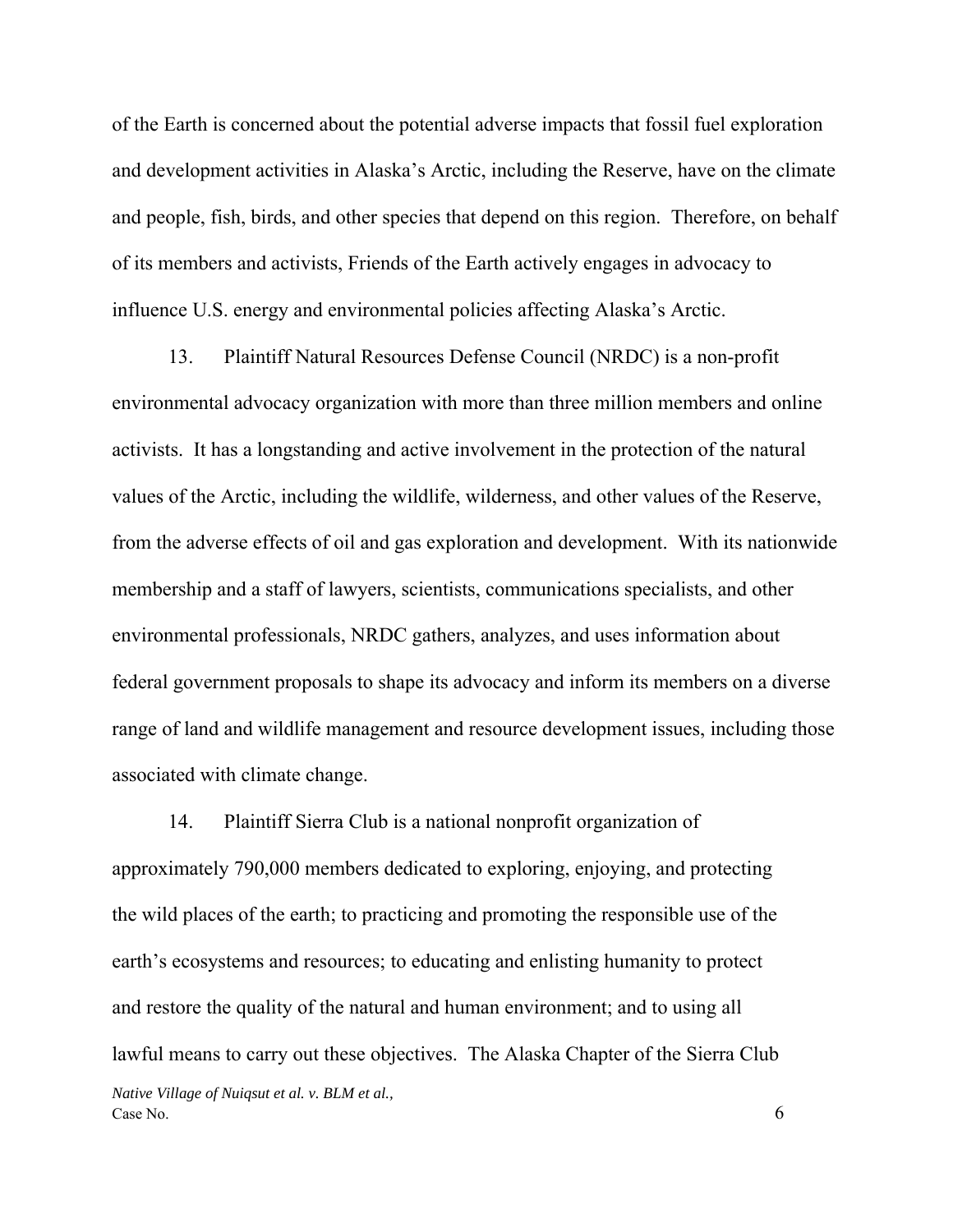of the Earth is concerned about the potential adverse impacts that fossil fuel exploration and development activities in Alaska's Arctic, including the Reserve, have on the climate and people, fish, birds, and other species that depend on this region. Therefore, on behalf of its members and activists, Friends of the Earth actively engages in advocacy to influence U.S. energy and environmental policies affecting Alaska's Arctic.

13. Plaintiff Natural Resources Defense Council (NRDC) is a non-profit environmental advocacy organization with more than three million members and online activists. It has a longstanding and active involvement in the protection of the natural values of the Arctic, including the wildlife, wilderness, and other values of the Reserve, from the adverse effects of oil and gas exploration and development. With its nationwide membership and a staff of lawyers, scientists, communications specialists, and other environmental professionals, NRDC gathers, analyzes, and uses information about federal government proposals to shape its advocacy and inform its members on a diverse range of land and wildlife management and resource development issues, including those associated with climate change.

14. Plaintiff Sierra Club is a national nonprofit organization of approximately 790,000 members dedicated to exploring, enjoying, and protecting the wild places of the earth; to practicing and promoting the responsible use of the earth's ecosystems and resources; to educating and enlisting humanity to protect and restore the quality of the natural and human environment; and to using all lawful means to carry out these objectives. The Alaska Chapter of the Sierra Club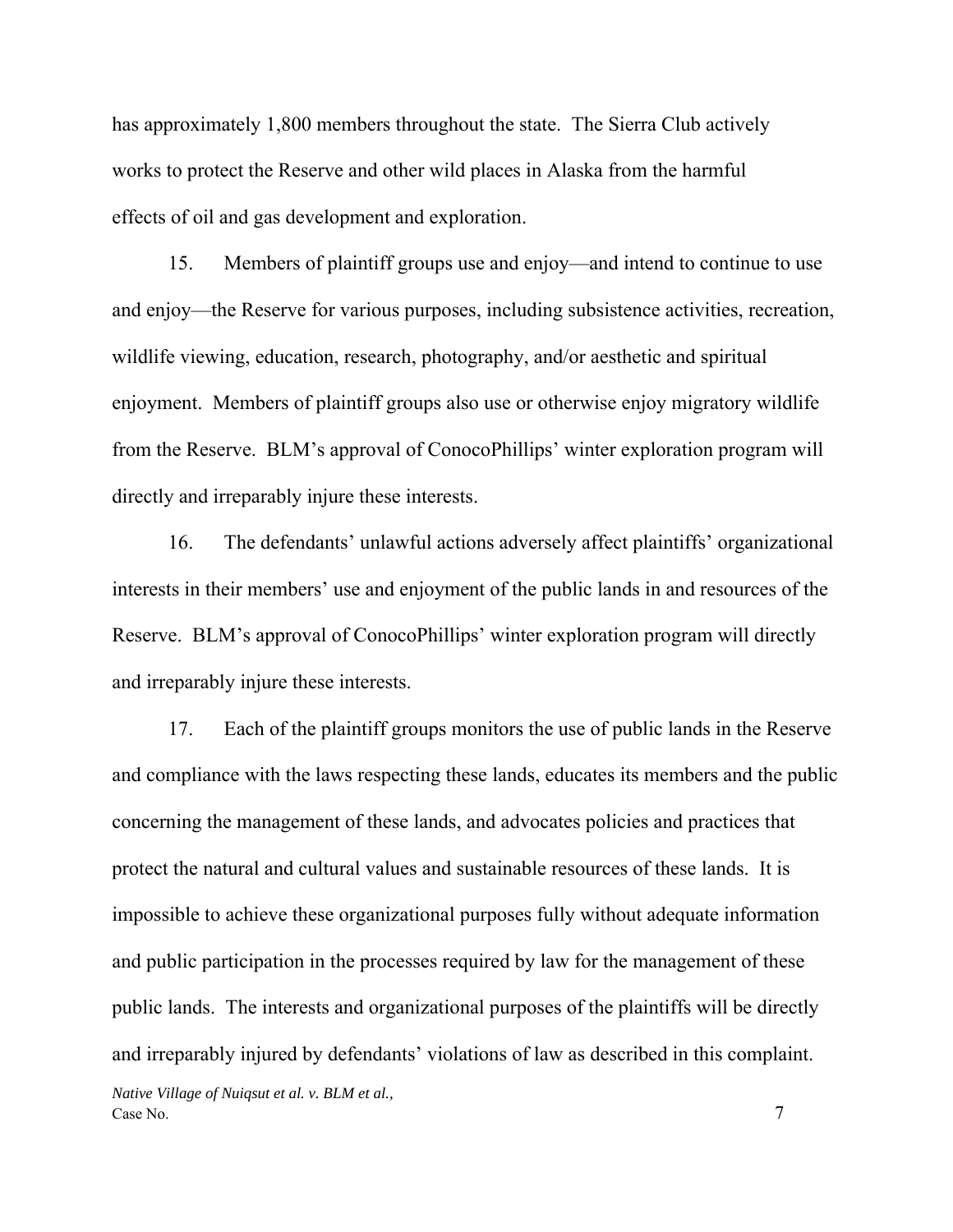has approximately 1,800 members throughout the state. The Sierra Club actively works to protect the Reserve and other wild places in Alaska from the harmful effects of oil and gas development and exploration.

15. Members of plaintiff groups use and enjoy—and intend to continue to use and enjoy—the Reserve for various purposes, including subsistence activities, recreation, wildlife viewing, education, research, photography, and/or aesthetic and spiritual enjoyment. Members of plaintiff groups also use or otherwise enjoy migratory wildlife from the Reserve. BLM's approval of ConocoPhillips' winter exploration program will directly and irreparably injure these interests.

16. The defendants' unlawful actions adversely affect plaintiffs' organizational interests in their members' use and enjoyment of the public lands in and resources of the Reserve. BLM's approval of ConocoPhillips' winter exploration program will directly and irreparably injure these interests.

17. Each of the plaintiff groups monitors the use of public lands in the Reserve and compliance with the laws respecting these lands, educates its members and the public concerning the management of these lands, and advocates policies and practices that protect the natural and cultural values and sustainable resources of these lands. It is impossible to achieve these organizational purposes fully without adequate information and public participation in the processes required by law for the management of these public lands. The interests and organizational purposes of the plaintiffs will be directly and irreparably injured by defendants' violations of law as described in this complaint.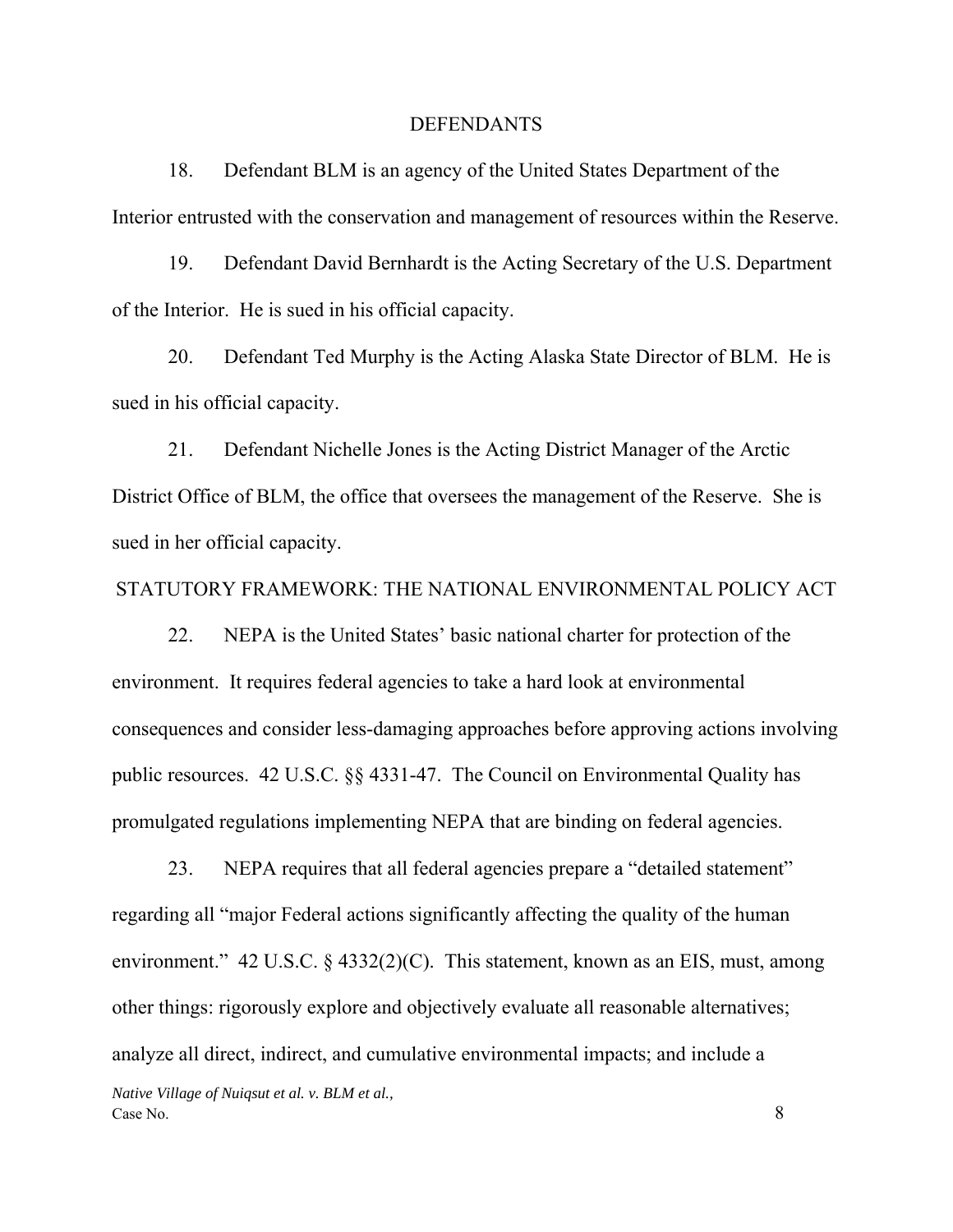## DEFENDANTS

18. Defendant BLM is an agency of the United States Department of the Interior entrusted with the conservation and management of resources within the Reserve.

19. Defendant David Bernhardt is the Acting Secretary of the U.S. Department of the Interior. He is sued in his official capacity.

20. Defendant Ted Murphy is the Acting Alaska State Director of BLM. He is sued in his official capacity.

21. Defendant Nichelle Jones is the Acting District Manager of the Arctic District Office of BLM, the office that oversees the management of the Reserve. She is sued in her official capacity.

## STATUTORY FRAMEWORK: THE NATIONAL ENVIRONMENTAL POLICY ACT

22. NEPA is the United States' basic national charter for protection of the environment. It requires federal agencies to take a hard look at environmental consequences and consider less-damaging approaches before approving actions involving public resources. 42 U.S.C. §§ 4331-47. The Council on Environmental Quality has promulgated regulations implementing NEPA that are binding on federal agencies.

23. NEPA requires that all federal agencies prepare a "detailed statement" regarding all "major Federal actions significantly affecting the quality of the human environment." 42 U.S.C. § 4332(2)(C). This statement, known as an EIS, must, among other things: rigorously explore and objectively evaluate all reasonable alternatives; analyze all direct, indirect, and cumulative environmental impacts; and include a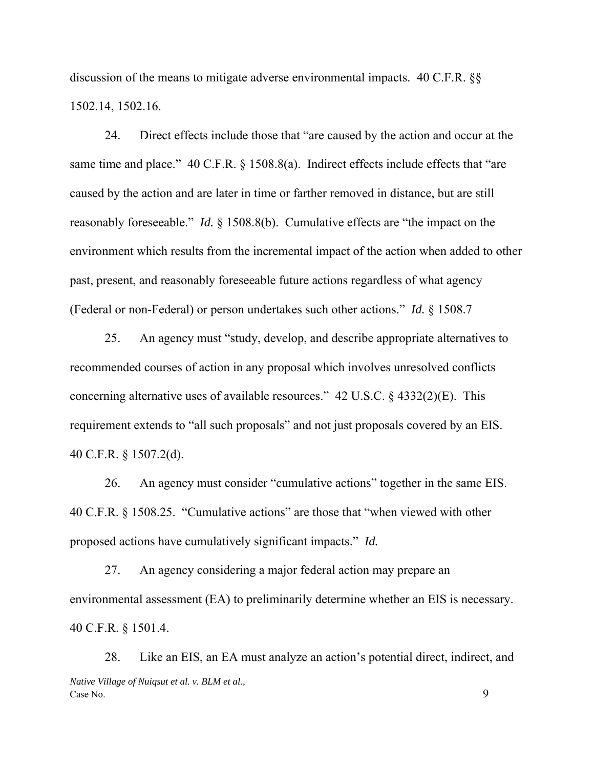discussion of the means to mitigate adverse environmental impacts. 40 C.F.R. §§ 1502.14, 1502.16.

24. Direct effects include those that "are caused by the action and occur at the same time and place." 40 C.F.R. § 1508.8(a). Indirect effects include effects that "are caused by the action and are later in time or farther removed in distance, but are still reasonably foreseeable." *Id.* § 1508.8(b). Cumulative effects are "the impact on the environment which results from the incremental impact of the action when added to other past, present, and reasonably foreseeable future actions regardless of what agency (Federal or non-Federal) or person undertakes such other actions." *Id.* § 1508.7

25. An agency must "study, develop, and describe appropriate alternatives to recommended courses of action in any proposal which involves unresolved conflicts concerning alternative uses of available resources." 42 U.S.C. § 4332(2)(E). This requirement extends to "all such proposals" and not just proposals covered by an EIS. 40 C.F.R. § 1507.2(d).

26. An agency must consider "cumulative actions" together in the same EIS. 40 C.F.R. § 1508.25. "Cumulative actions" are those that "when viewed with other proposed actions have cumulatively significant impacts." *Id.*

27. An agency considering a major federal action may prepare an environmental assessment (EA) to preliminarily determine whether an EIS is necessary. 40 C.F.R. § 1501.4.

28. Like an EIS, an EA must analyze an action's potential direct, indirect, and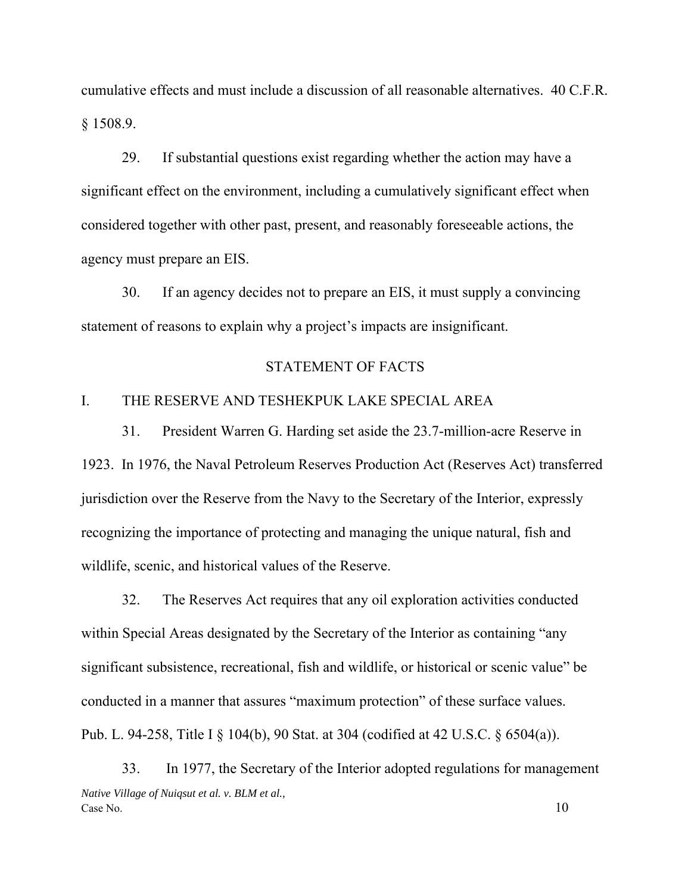cumulative effects and must include a discussion of all reasonable alternatives. 40 C.F.R. § 1508.9.

29. If substantial questions exist regarding whether the action may have a significant effect on the environment, including a cumulatively significant effect when considered together with other past, present, and reasonably foreseeable actions, the agency must prepare an EIS.

30. If an agency decides not to prepare an EIS, it must supply a convincing statement of reasons to explain why a project's impacts are insignificant.

## STATEMENT OF FACTS

### I. THE RESERVE AND TESHEKPUK LAKE SPECIAL AREA

31. President Warren G. Harding set aside the 23.7-million-acre Reserve in 1923. In 1976, the Naval Petroleum Reserves Production Act (Reserves Act) transferred jurisdiction over the Reserve from the Navy to the Secretary of the Interior, expressly recognizing the importance of protecting and managing the unique natural, fish and wildlife, scenic, and historical values of the Reserve.

32. The Reserves Act requires that any oil exploration activities conducted within Special Areas designated by the Secretary of the Interior as containing "any significant subsistence, recreational, fish and wildlife, or historical or scenic value" be conducted in a manner that assures "maximum protection" of these surface values. Pub. L. 94-258, Title I § 104(b), 90 Stat. at 304 (codified at 42 U.S.C. § 6504(a)).

33. In 1977, the Secretary of the Interior adopted regulations for management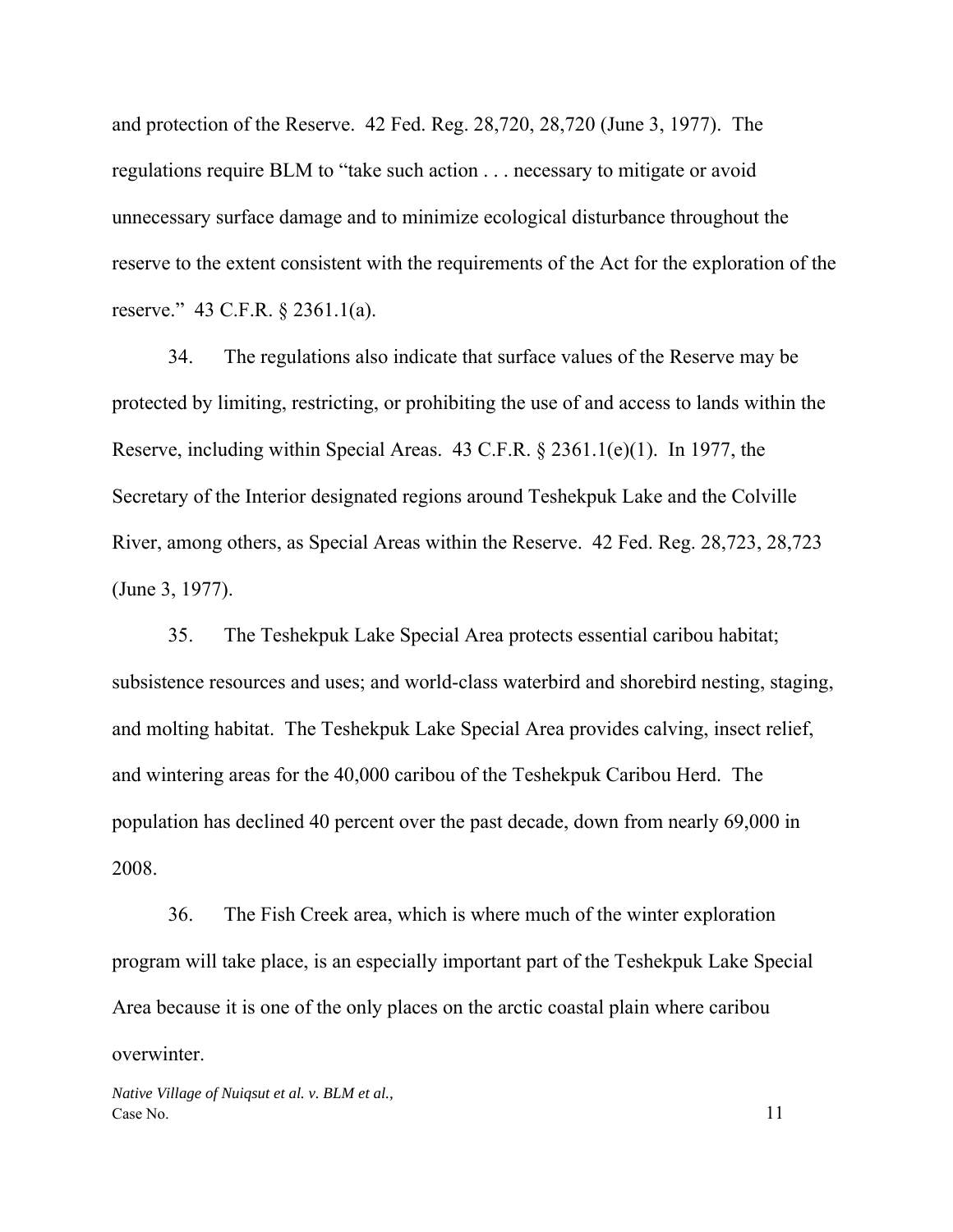and protection of the Reserve. 42 Fed. Reg. 28,720, 28,720 (June 3, 1977). The regulations require BLM to "take such action . . . necessary to mitigate or avoid unnecessary surface damage and to minimize ecological disturbance throughout the reserve to the extent consistent with the requirements of the Act for the exploration of the reserve." 43 C.F.R. § 2361.1(a).

34. The regulations also indicate that surface values of the Reserve may be protected by limiting, restricting, or prohibiting the use of and access to lands within the Reserve, including within Special Areas. 43 C.F.R. § 2361.1(e)(1). In 1977, the Secretary of the Interior designated regions around Teshekpuk Lake and the Colville River, among others, as Special Areas within the Reserve. 42 Fed. Reg. 28,723, 28,723 (June 3, 1977).

35. The Teshekpuk Lake Special Area protects essential caribou habitat; subsistence resources and uses; and world-class waterbird and shorebird nesting, staging, and molting habitat. The Teshekpuk Lake Special Area provides calving, insect relief, and wintering areas for the 40,000 caribou of the Teshekpuk Caribou Herd. The population has declined 40 percent over the past decade, down from nearly 69,000 in 2008.

36. The Fish Creek area, which is where much of the winter exploration program will take place, is an especially important part of the Teshekpuk Lake Special Area because it is one of the only places on the arctic coastal plain where caribou overwinter.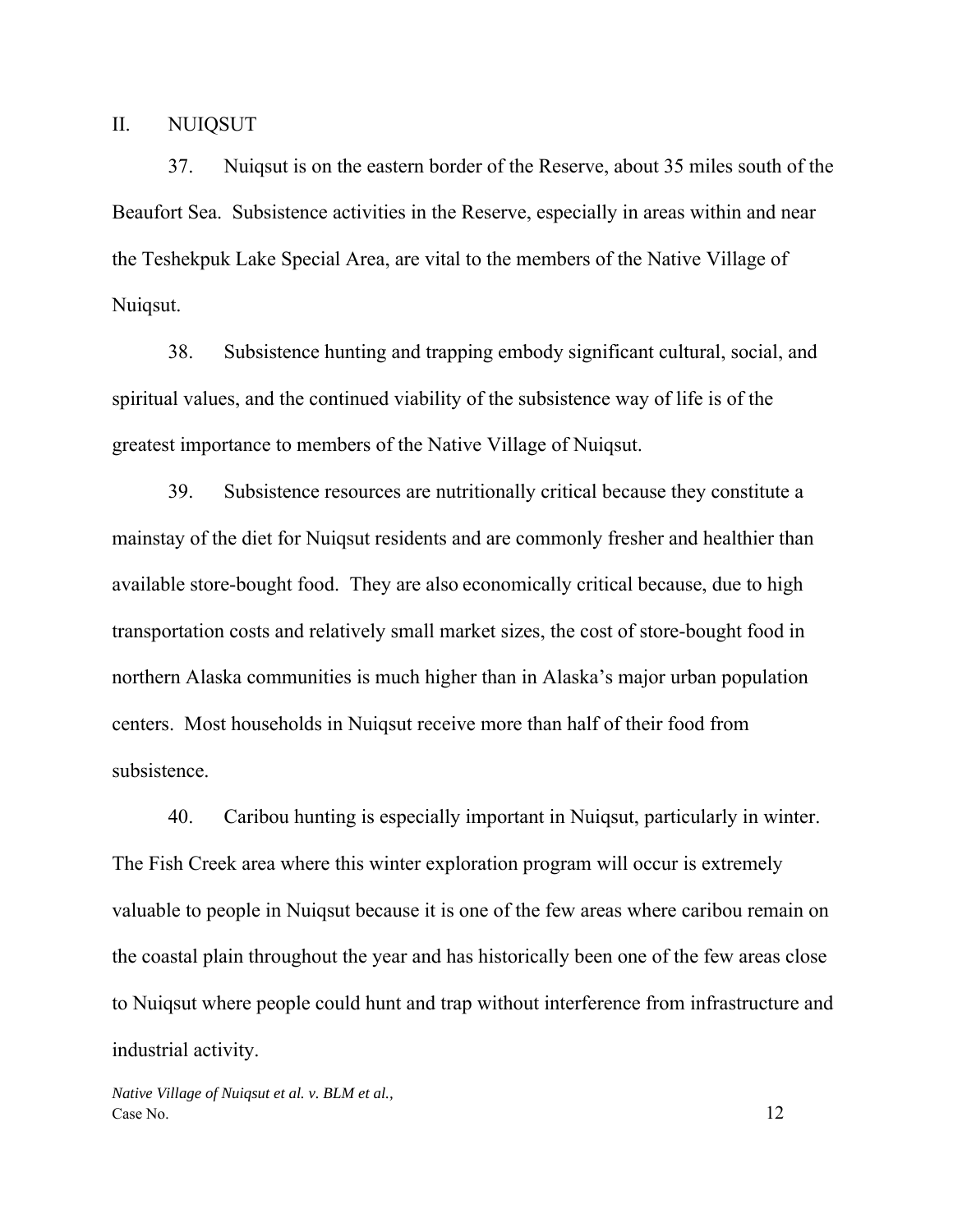## II. NUIQSUT

37. Nuiqsut is on the eastern border of the Reserve, about 35 miles south of the Beaufort Sea. Subsistence activities in the Reserve, especially in areas within and near the Teshekpuk Lake Special Area, are vital to the members of the Native Village of Nuiqsut.

38. Subsistence hunting and trapping embody significant cultural, social, and spiritual values, and the continued viability of the subsistence way of life is of the greatest importance to members of the Native Village of Nuiqsut.

39. Subsistence resources are nutritionally critical because they constitute a mainstay of the diet for Nuiqsut residents and are commonly fresher and healthier than available store-bought food. They are also economically critical because, due to high transportation costs and relatively small market sizes, the cost of store-bought food in northern Alaska communities is much higher than in Alaska's major urban population centers. Most households in Nuiqsut receive more than half of their food from subsistence.

40. Caribou hunting is especially important in Nuiqsut, particularly in winter. The Fish Creek area where this winter exploration program will occur is extremely valuable to people in Nuiqsut because it is one of the few areas where caribou remain on the coastal plain throughout the year and has historically been one of the few areas close to Nuiqsut where people could hunt and trap without interference from infrastructure and industrial activity.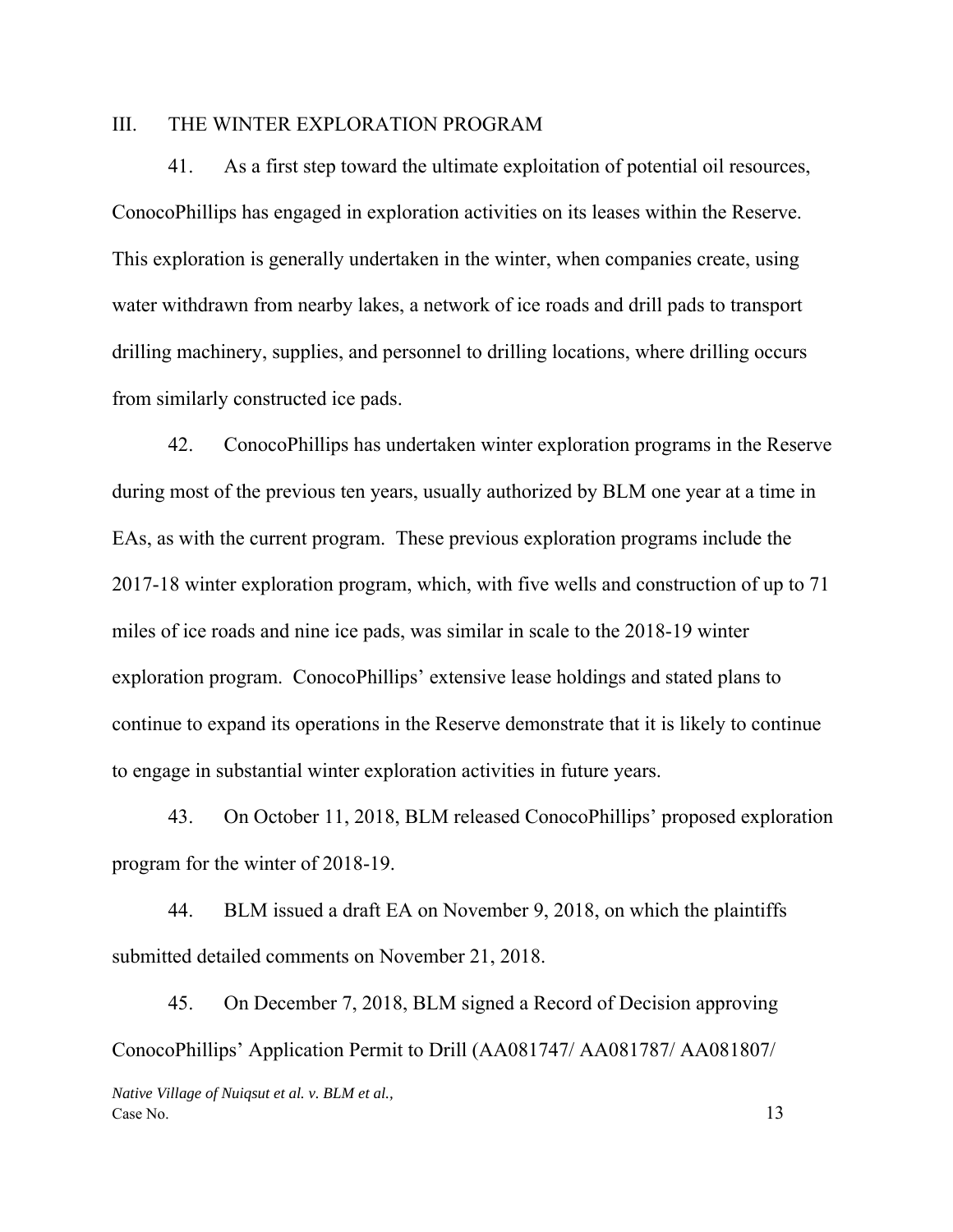## III. THE WINTER EXPLORATION PROGRAM

41. As a first step toward the ultimate exploitation of potential oil resources, ConocoPhillips has engaged in exploration activities on its leases within the Reserve. This exploration is generally undertaken in the winter, when companies create, using water withdrawn from nearby lakes, a network of ice roads and drill pads to transport drilling machinery, supplies, and personnel to drilling locations, where drilling occurs from similarly constructed ice pads.

42. ConocoPhillips has undertaken winter exploration programs in the Reserve during most of the previous ten years, usually authorized by BLM one year at a time in EAs, as with the current program. These previous exploration programs include the 2017-18 winter exploration program, which, with five wells and construction of up to 71 miles of ice roads and nine ice pads, was similar in scale to the 2018-19 winter exploration program. ConocoPhillips' extensive lease holdings and stated plans to continue to expand its operations in the Reserve demonstrate that it is likely to continue to engage in substantial winter exploration activities in future years.

43. On October 11, 2018, BLM released ConocoPhillips' proposed exploration program for the winter of 2018-19.

44. BLM issued a draft EA on November 9, 2018, on which the plaintiffs submitted detailed comments on November 21, 2018.

45. On December 7, 2018, BLM signed a Record of Decision approving ConocoPhillips' Application Permit to Drill (AA081747/ AA081787/ AA081807/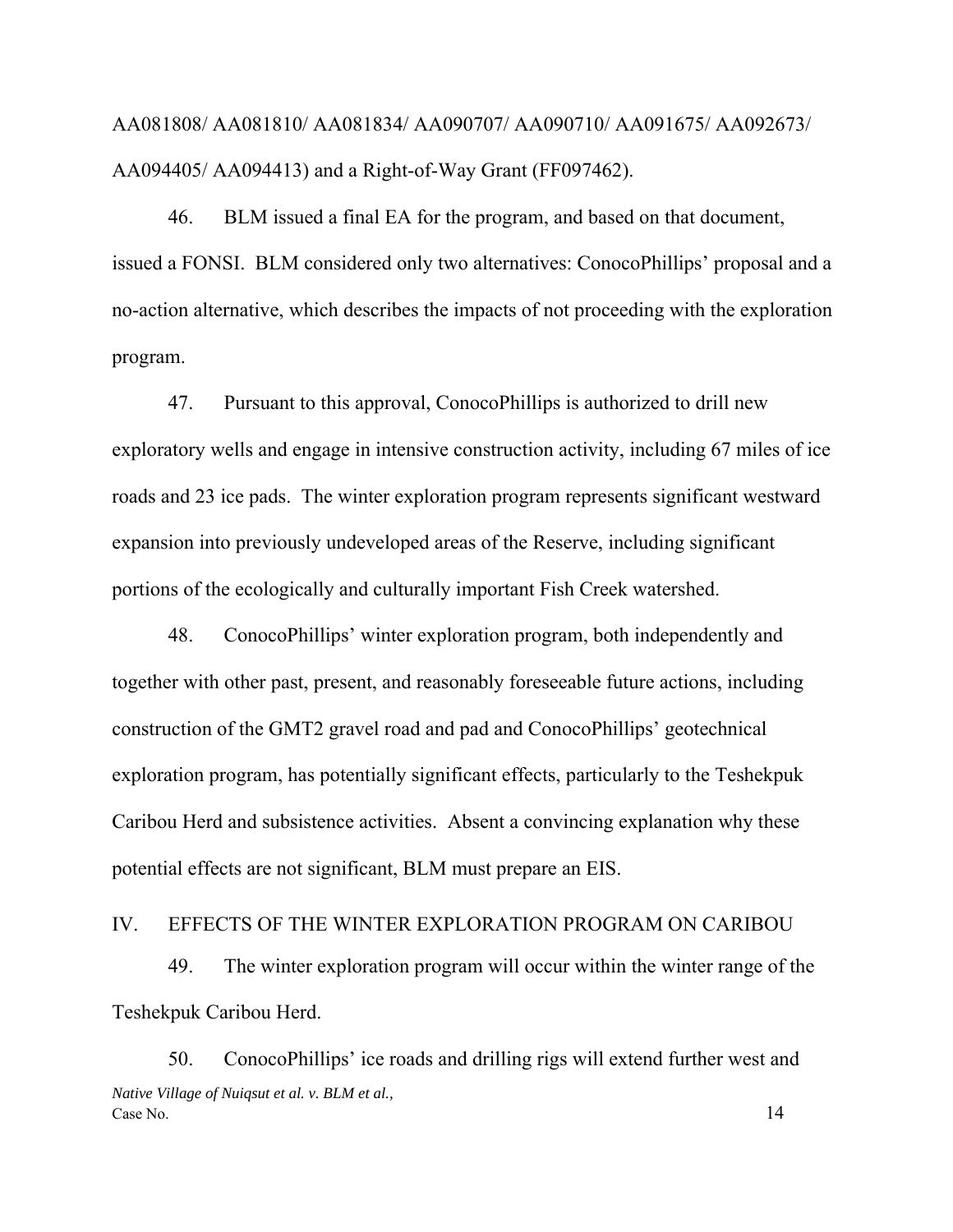AA081808/ AA081810/ AA081834/ AA090707/ AA090710/ AA091675/ AA092673/ AA094405/ AA094413) and a Right-of-Way Grant (FF097462).

46. BLM issued a final EA for the program, and based on that document, issued a FONSI. BLM considered only two alternatives: ConocoPhillips' proposal and a no-action alternative, which describes the impacts of not proceeding with the exploration program.

47. Pursuant to this approval, ConocoPhillips is authorized to drill new exploratory wells and engage in intensive construction activity, including 67 miles of ice roads and 23 ice pads. The winter exploration program represents significant westward expansion into previously undeveloped areas of the Reserve, including significant portions of the ecologically and culturally important Fish Creek watershed.

48. ConocoPhillips' winter exploration program, both independently and together with other past, present, and reasonably foreseeable future actions, including construction of the GMT2 gravel road and pad and ConocoPhillips' geotechnical exploration program, has potentially significant effects, particularly to the Teshekpuk Caribou Herd and subsistence activities. Absent a convincing explanation why these potential effects are not significant, BLM must prepare an EIS.

## IV. EFFECTS OF THE WINTER EXPLORATION PROGRAM ON CARIBOU

49. The winter exploration program will occur within the winter range of the Teshekpuk Caribou Herd.

50. ConocoPhillips' ice roads and drilling rigs will extend further west and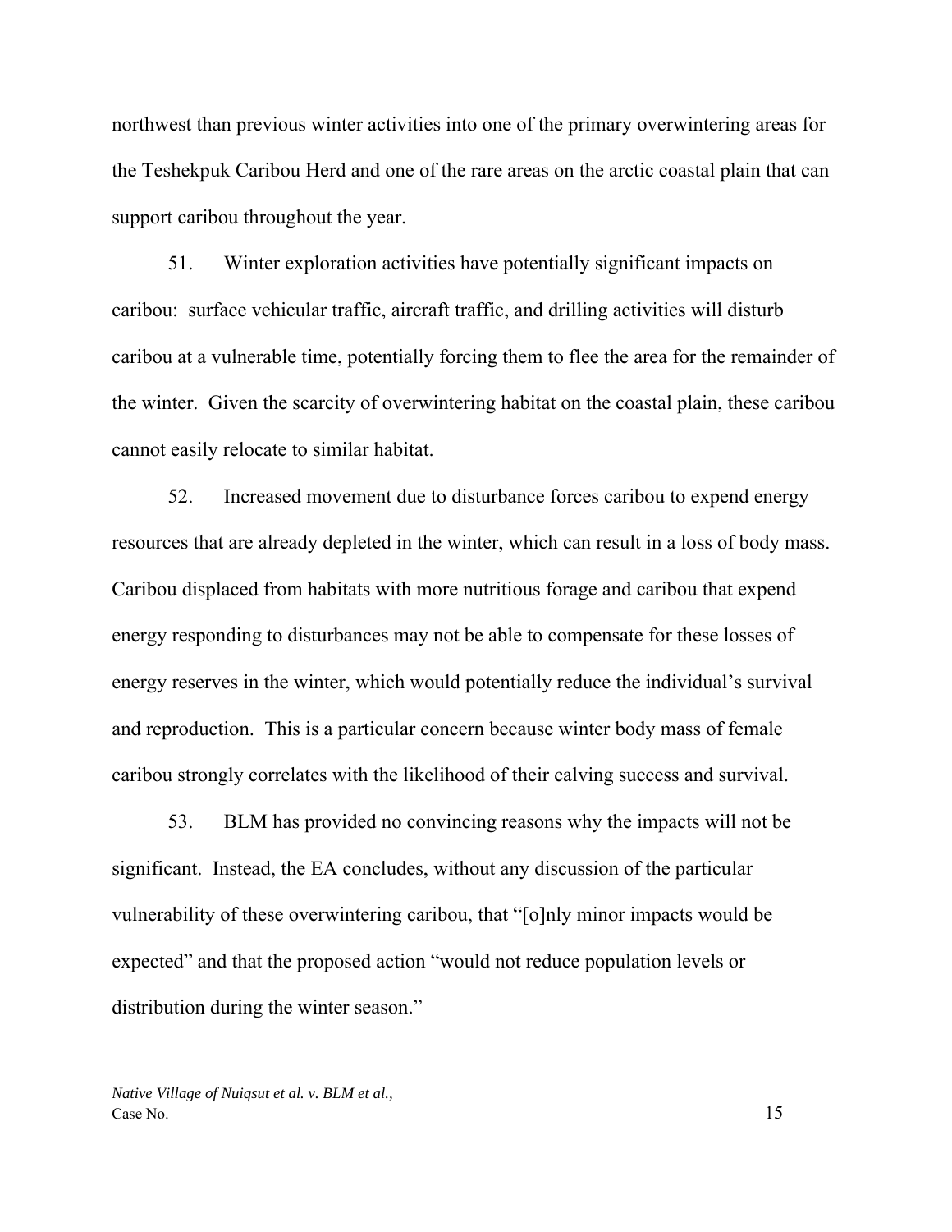northwest than previous winter activities into one of the primary overwintering areas for the Teshekpuk Caribou Herd and one of the rare areas on the arctic coastal plain that can support caribou throughout the year.

51. Winter exploration activities have potentially significant impacts on caribou: surface vehicular traffic, aircraft traffic, and drilling activities will disturb caribou at a vulnerable time, potentially forcing them to flee the area for the remainder of the winter. Given the scarcity of overwintering habitat on the coastal plain, these caribou cannot easily relocate to similar habitat.

52. Increased movement due to disturbance forces caribou to expend energy resources that are already depleted in the winter, which can result in a loss of body mass. Caribou displaced from habitats with more nutritious forage and caribou that expend energy responding to disturbances may not be able to compensate for these losses of energy reserves in the winter, which would potentially reduce the individual's survival and reproduction. This is a particular concern because winter body mass of female caribou strongly correlates with the likelihood of their calving success and survival.

53. BLM has provided no convincing reasons why the impacts will not be significant. Instead, the EA concludes, without any discussion of the particular vulnerability of these overwintering caribou, that "[o]nly minor impacts would be expected" and that the proposed action "would not reduce population levels or distribution during the winter season."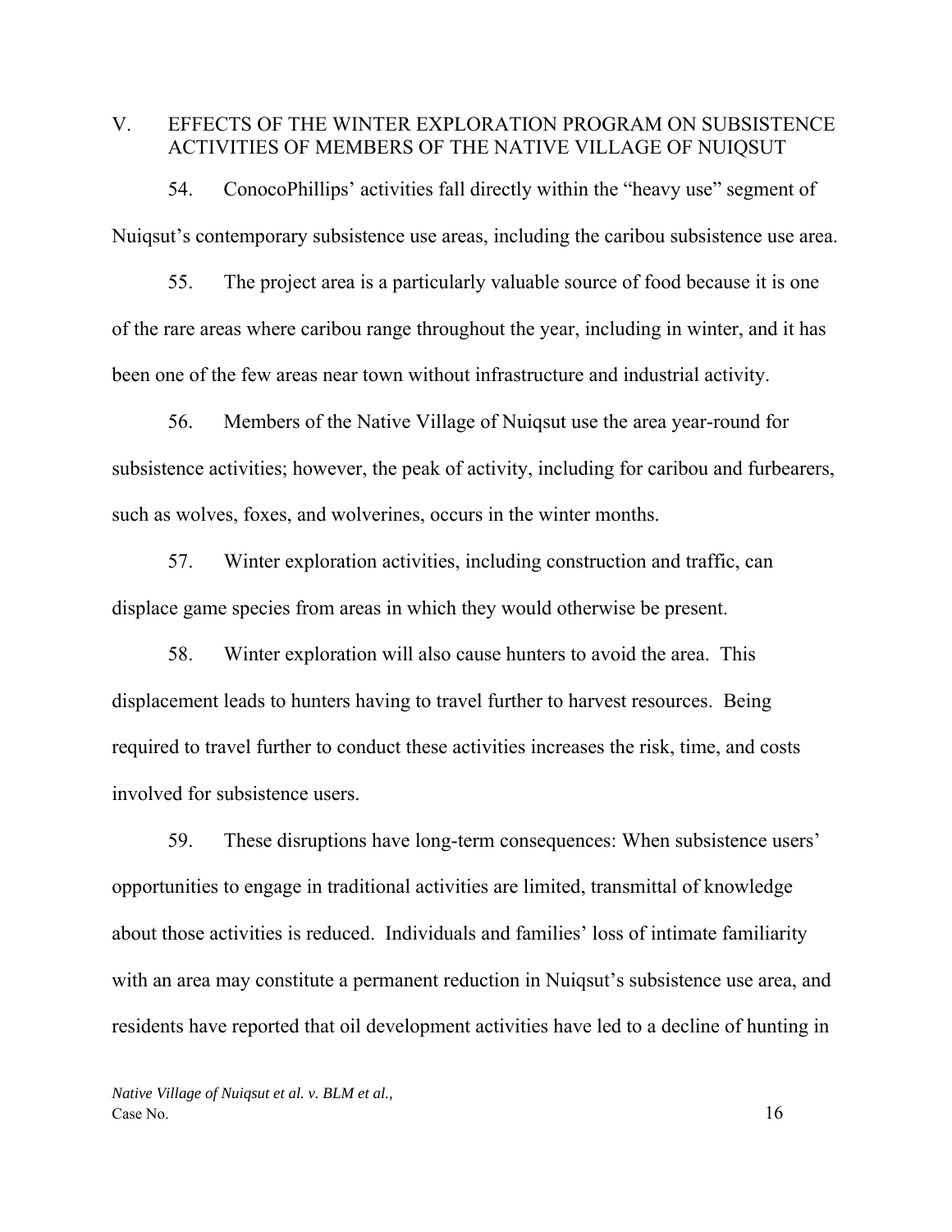## V. EFFECTS OF THE WINTER EXPLORATION PROGRAM ON SUBSISTENCE ACTIVITIES OF MEMBERS OF THE NATIVE VILLAGE OF NUIQSUT

54. ConocoPhillips' activities fall directly within the "heavy use" segment of Nuiqsut's contemporary subsistence use areas, including the caribou subsistence use area.

55. The project area is a particularly valuable source of food because it is one of the rare areas where caribou range throughout the year, including in winter, and it has been one of the few areas near town without infrastructure and industrial activity.

56. Members of the Native Village of Nuiqsut use the area year-round for subsistence activities; however, the peak of activity, including for caribou and furbearers, such as wolves, foxes, and wolverines, occurs in the winter months.

57. Winter exploration activities, including construction and traffic, can displace game species from areas in which they would otherwise be present.

58. Winter exploration will also cause hunters to avoid the area. This displacement leads to hunters having to travel further to harvest resources. Being required to travel further to conduct these activities increases the risk, time, and costs involved for subsistence users.

59. These disruptions have long-term consequences: When subsistence users' opportunities to engage in traditional activities are limited, transmittal of knowledge about those activities is reduced. Individuals and families' loss of intimate familiarity with an area may constitute a permanent reduction in Nuiqsut's subsistence use area, and residents have reported that oil development activities have led to a decline of hunting in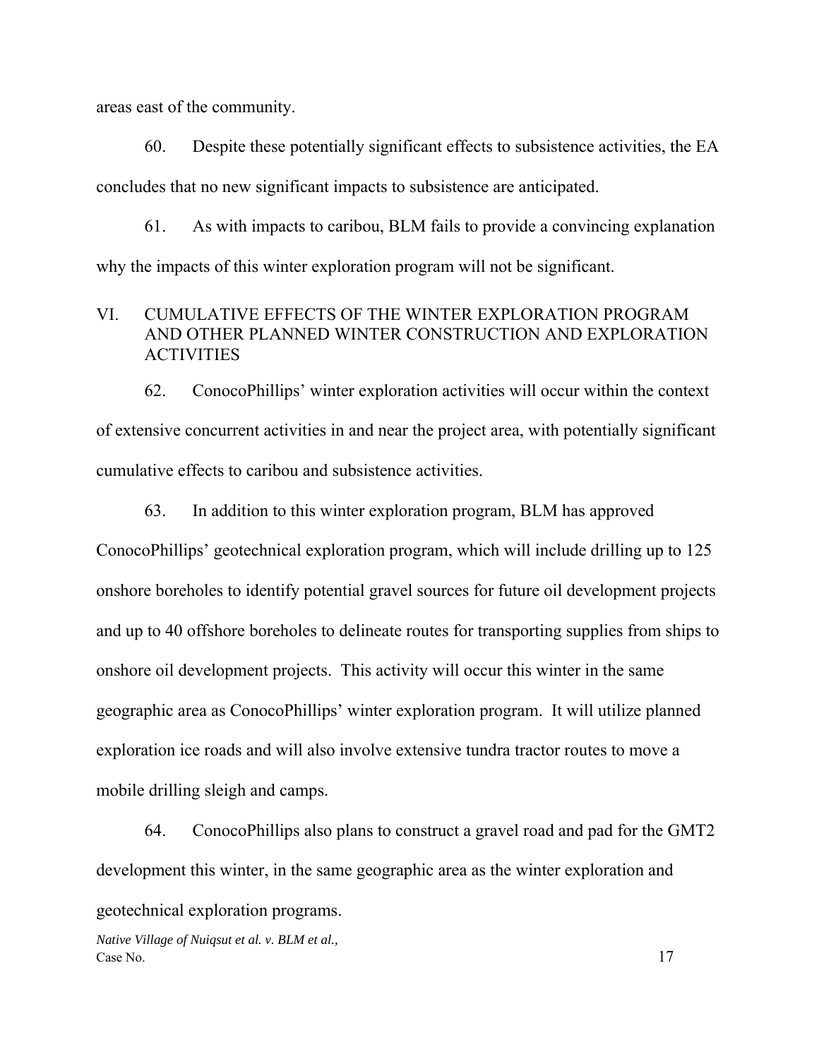areas east of the community.

60. Despite these potentially significant effects to subsistence activities, the EA concludes that no new significant impacts to subsistence are anticipated.

61. As with impacts to caribou, BLM fails to provide a convincing explanation why the impacts of this winter exploration program will not be significant.

## VI. CUMULATIVE EFFECTS OF THE WINTER EXPLORATION PROGRAM AND OTHER PLANNED WINTER CONSTRUCTION AND EXPLORATION ACTIVITIES

62. ConocoPhillips' winter exploration activities will occur within the context of extensive concurrent activities in and near the project area, with potentially significant cumulative effects to caribou and subsistence activities.

63. In addition to this winter exploration program, BLM has approved ConocoPhillips' geotechnical exploration program, which will include drilling up to 125 onshore boreholes to identify potential gravel sources for future oil development projects and up to 40 offshore boreholes to delineate routes for transporting supplies from ships to onshore oil development projects. This activity will occur this winter in the same geographic area as ConocoPhillips' winter exploration program. It will utilize planned exploration ice roads and will also involve extensive tundra tractor routes to move a mobile drilling sleigh and camps.

64. ConocoPhillips also plans to construct a gravel road and pad for the GMT2 development this winter, in the same geographic area as the winter exploration and geotechnical exploration programs.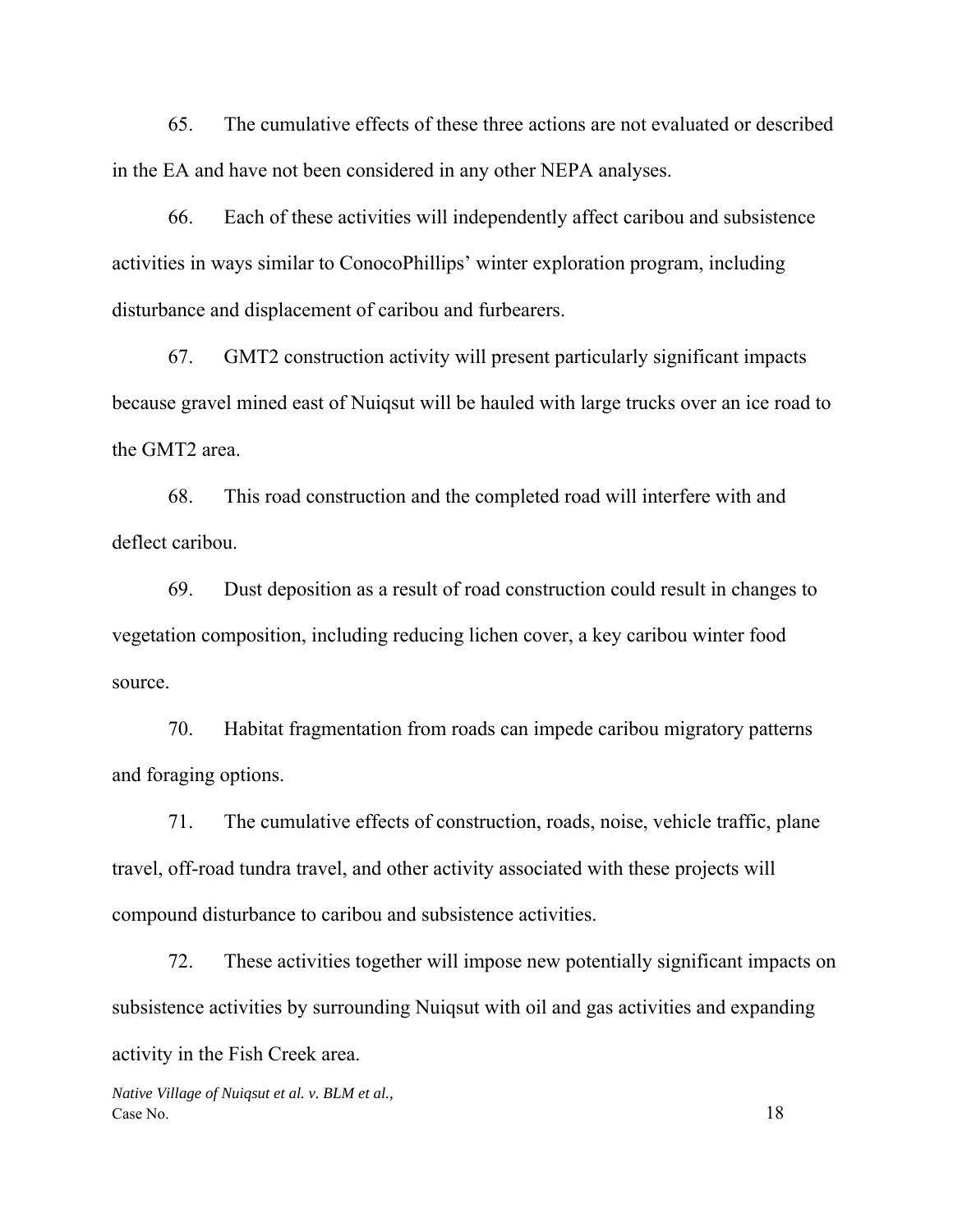65. The cumulative effects of these three actions are not evaluated or described in the EA and have not been considered in any other NEPA analyses.

66. Each of these activities will independently affect caribou and subsistence activities in ways similar to ConocoPhillips' winter exploration program, including disturbance and displacement of caribou and furbearers.

67. GMT2 construction activity will present particularly significant impacts because gravel mined east of Nuiqsut will be hauled with large trucks over an ice road to the GMT2 area.

68. This road construction and the completed road will interfere with and deflect caribou.

69. Dust deposition as a result of road construction could result in changes to vegetation composition, including reducing lichen cover, a key caribou winter food source.

70. Habitat fragmentation from roads can impede caribou migratory patterns and foraging options.

71. The cumulative effects of construction, roads, noise, vehicle traffic, plane travel, off-road tundra travel, and other activity associated with these projects will compound disturbance to caribou and subsistence activities.

72. These activities together will impose new potentially significant impacts on subsistence activities by surrounding Nuiqsut with oil and gas activities and expanding activity in the Fish Creek area.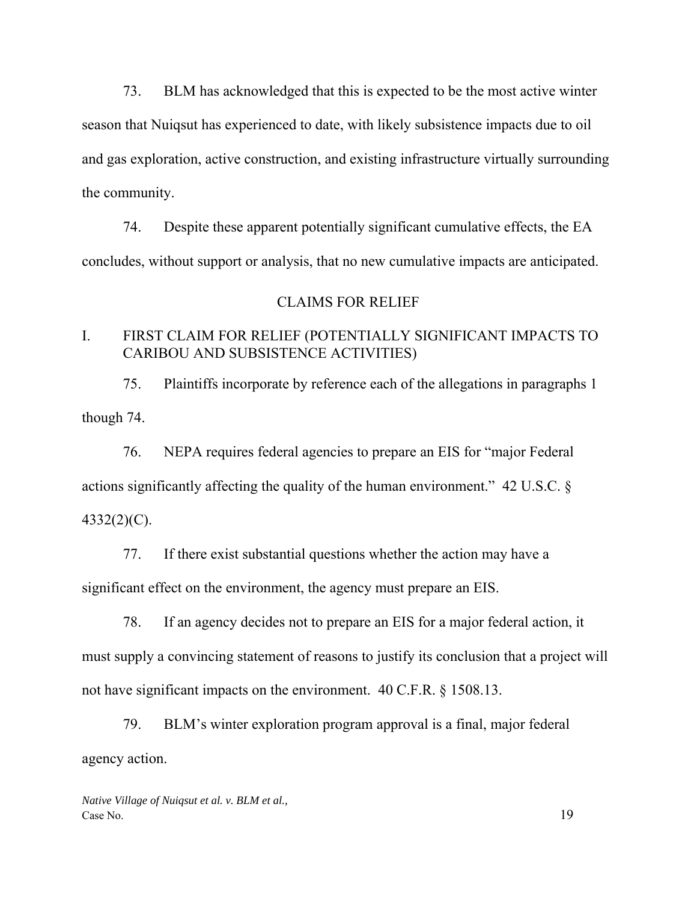73. BLM has acknowledged that this is expected to be the most active winter season that Nuiqsut has experienced to date, with likely subsistence impacts due to oil and gas exploration, active construction, and existing infrastructure virtually surrounding the community.

74. Despite these apparent potentially significant cumulative effects, the EA concludes, without support or analysis, that no new cumulative impacts are anticipated.

## CLAIMS FOR RELIEF

### I. FIRST CLAIM FOR RELIEF (POTENTIALLY SIGNIFICANT IMPACTS TO CARIBOU AND SUBSISTENCE ACTIVITIES)

75. Plaintiffs incorporate by reference each of the allegations in paragraphs 1 though 74.

76. NEPA requires federal agencies to prepare an EIS for "major Federal actions significantly affecting the quality of the human environment." 42 U.S.C. § 4332(2)(C).

77. If there exist substantial questions whether the action may have a significant effect on the environment, the agency must prepare an EIS.

78. If an agency decides not to prepare an EIS for a major federal action, it must supply a convincing statement of reasons to justify its conclusion that a project will not have significant impacts on the environment. 40 C.F.R. § 1508.13.

79. BLM's winter exploration program approval is a final, major federal agency action.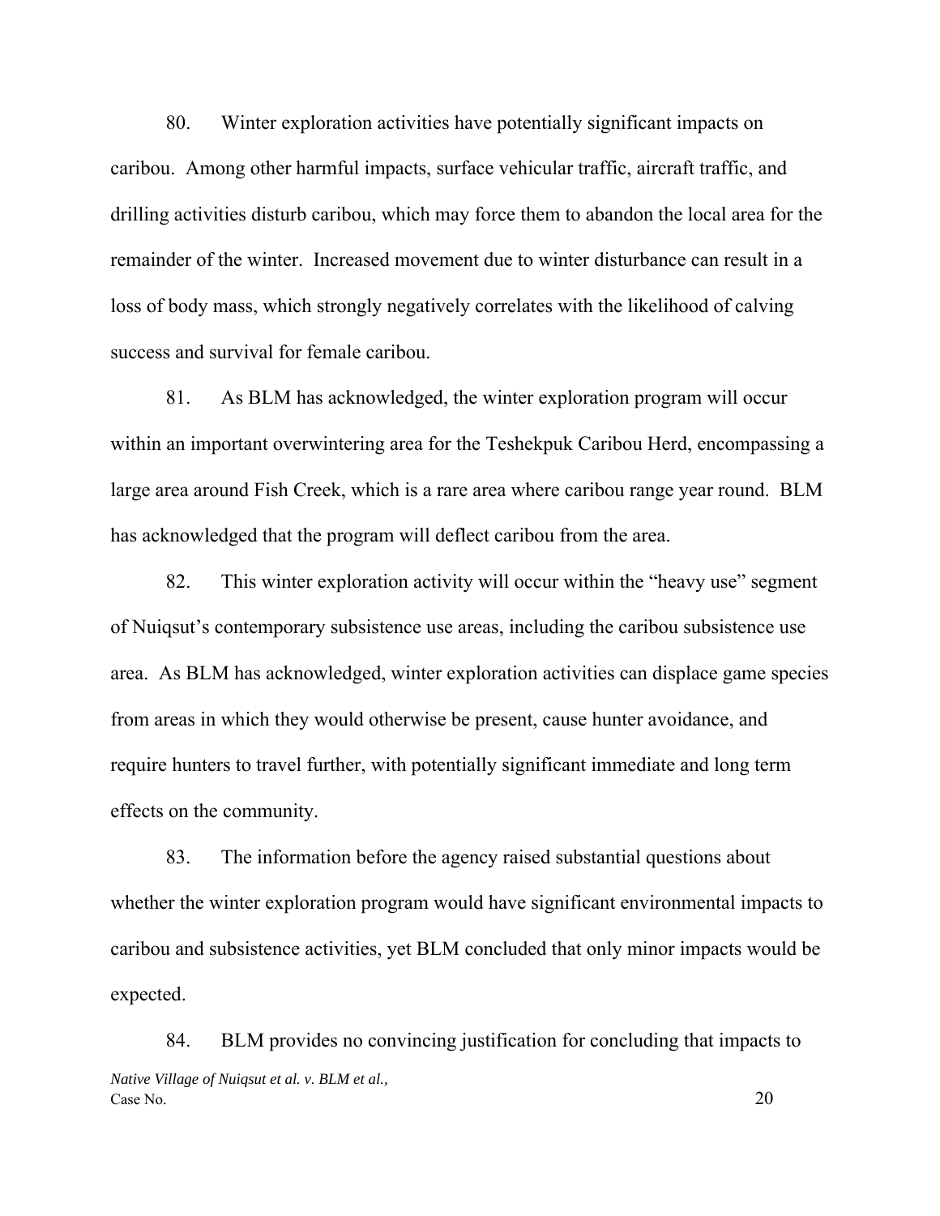80. Winter exploration activities have potentially significant impacts on caribou. Among other harmful impacts, surface vehicular traffic, aircraft traffic, and drilling activities disturb caribou, which may force them to abandon the local area for the remainder of the winter. Increased movement due to winter disturbance can result in a loss of body mass, which strongly negatively correlates with the likelihood of calving success and survival for female caribou.

81. As BLM has acknowledged, the winter exploration program will occur within an important overwintering area for the Teshekpuk Caribou Herd, encompassing a large area around Fish Creek, which is a rare area where caribou range year round. BLM has acknowledged that the program will deflect caribou from the area.

82. This winter exploration activity will occur within the "heavy use" segment of Nuiqsut's contemporary subsistence use areas, including the caribou subsistence use area. As BLM has acknowledged, winter exploration activities can displace game species from areas in which they would otherwise be present, cause hunter avoidance, and require hunters to travel further, with potentially significant immediate and long term effects on the community.

83. The information before the agency raised substantial questions about whether the winter exploration program would have significant environmental impacts to caribou and subsistence activities, yet BLM concluded that only minor impacts would be expected.

84. BLM provides no convincing justification for concluding that impacts to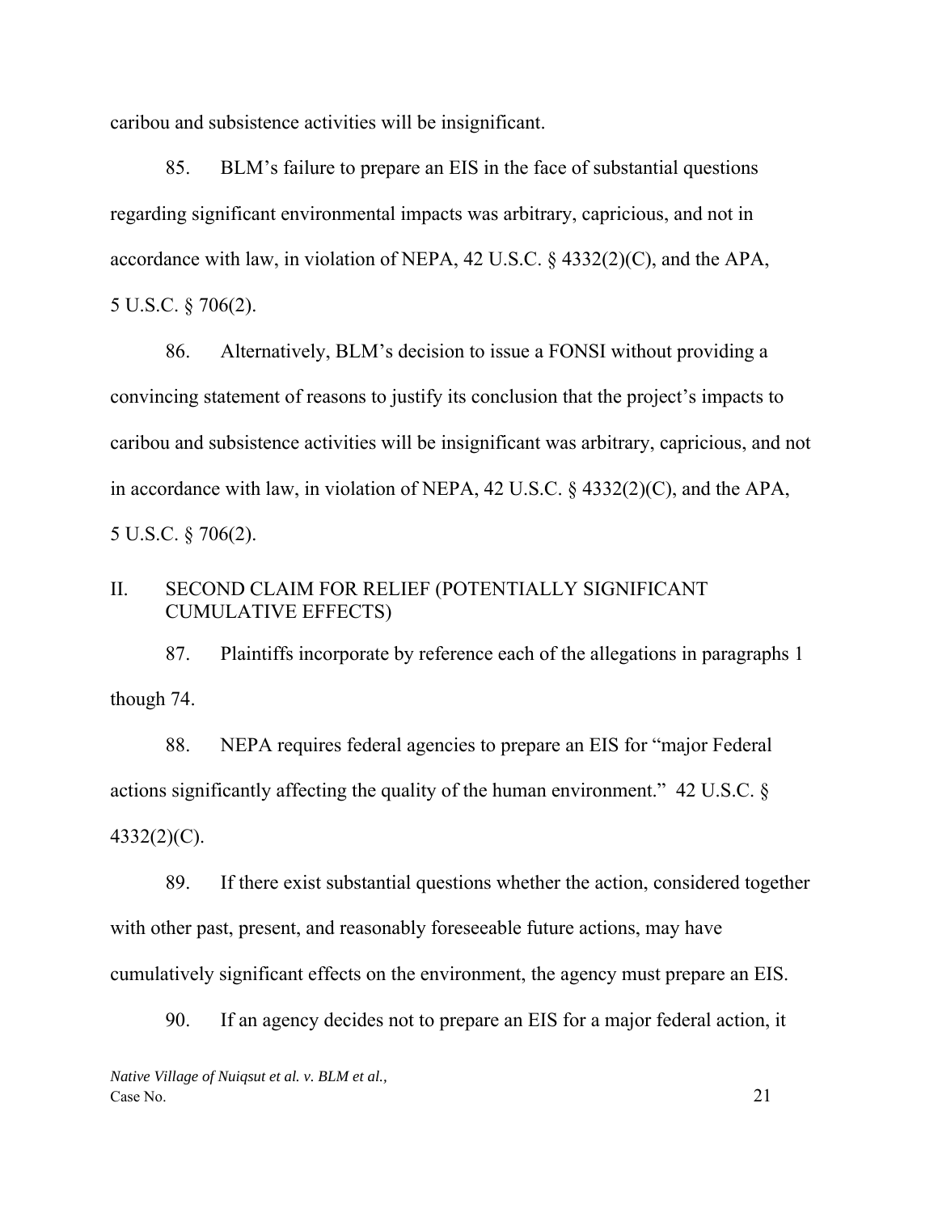caribou and subsistence activities will be insignificant.

85. BLM's failure to prepare an EIS in the face of substantial questions regarding significant environmental impacts was arbitrary, capricious, and not in accordance with law, in violation of NEPA, 42 U.S.C. § 4332(2)(C), and the APA, 5 U.S.C. § 706(2).

86. Alternatively, BLM's decision to issue a FONSI without providing a convincing statement of reasons to justify its conclusion that the project's impacts to caribou and subsistence activities will be insignificant was arbitrary, capricious, and not in accordance with law, in violation of NEPA, 42 U.S.C. § 4332(2)(C), and the APA, 5 U.S.C. § 706(2).

## II. SECOND CLAIM FOR RELIEF (POTENTIALLY SIGNIFICANT CUMULATIVE EFFECTS)

87. Plaintiffs incorporate by reference each of the allegations in paragraphs 1 though 74.

88. NEPA requires federal agencies to prepare an EIS for "major Federal actions significantly affecting the quality of the human environment." 42 U.S.C. § 4332(2)(C).

89. If there exist substantial questions whether the action, considered together with other past, present, and reasonably foreseeable future actions, may have cumulatively significant effects on the environment, the agency must prepare an EIS.

90. If an agency decides not to prepare an EIS for a major federal action, it

*Native Village of Nuiqsut et al. v. BLM et al.,*
Case No.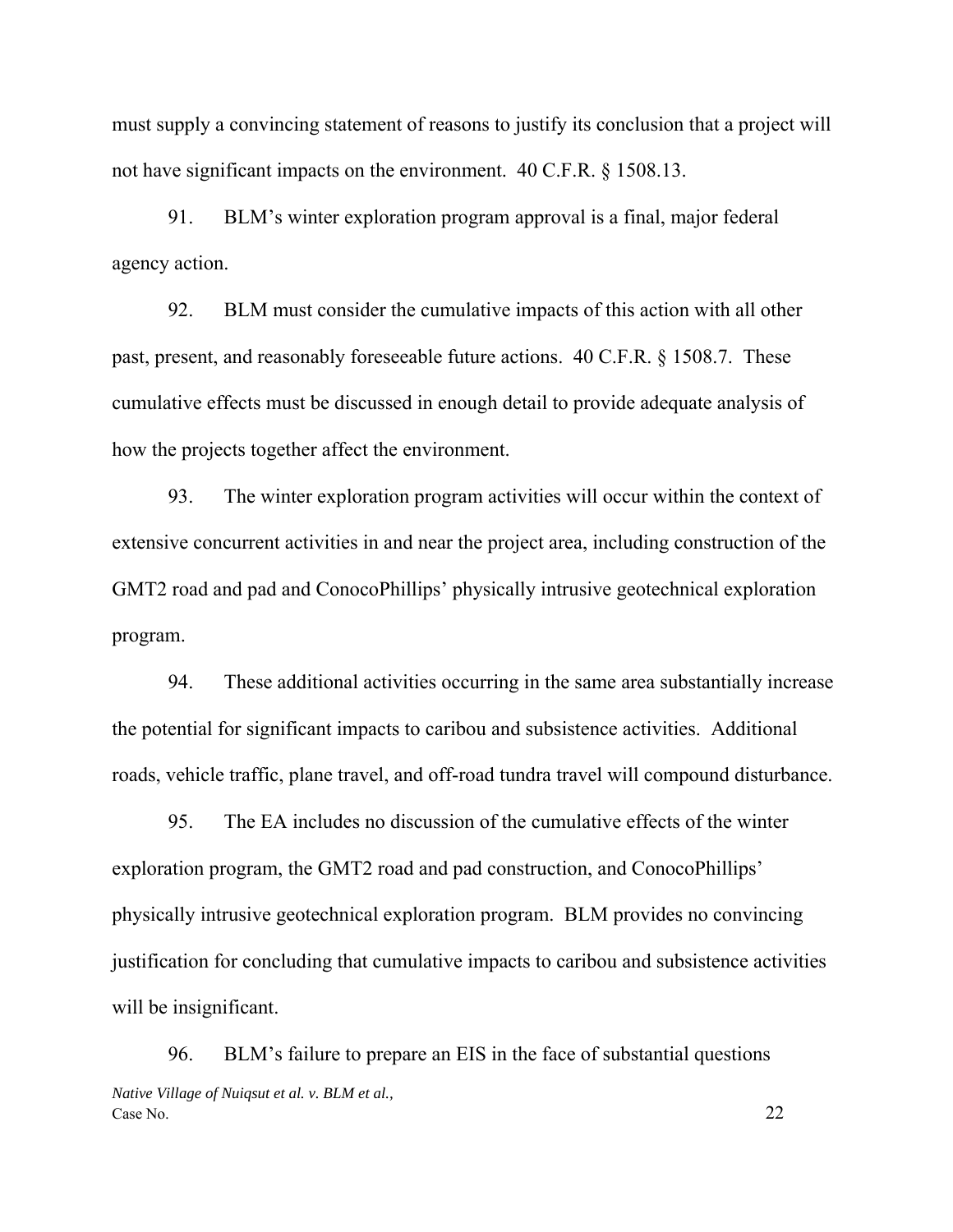must supply a convincing statement of reasons to justify its conclusion that a project will not have significant impacts on the environment. 40 C.F.R. § 1508.13.

91. BLM's winter exploration program approval is a final, major federal agency action.

92. BLM must consider the cumulative impacts of this action with all other past, present, and reasonably foreseeable future actions. 40 C.F.R. § 1508.7. These cumulative effects must be discussed in enough detail to provide adequate analysis of how the projects together affect the environment.

93. The winter exploration program activities will occur within the context of extensive concurrent activities in and near the project area, including construction of the GMT2 road and pad and ConocoPhillips' physically intrusive geotechnical exploration program.

94. These additional activities occurring in the same area substantially increase the potential for significant impacts to caribou and subsistence activities. Additional roads, vehicle traffic, plane travel, and off-road tundra travel will compound disturbance.

95. The EA includes no discussion of the cumulative effects of the winter exploration program, the GMT2 road and pad construction, and ConocoPhillips' physically intrusive geotechnical exploration program. BLM provides no convincing justification for concluding that cumulative impacts to caribou and subsistence activities will be insignificant.

96. BLM's failure to prepare an EIS in the face of substantial questions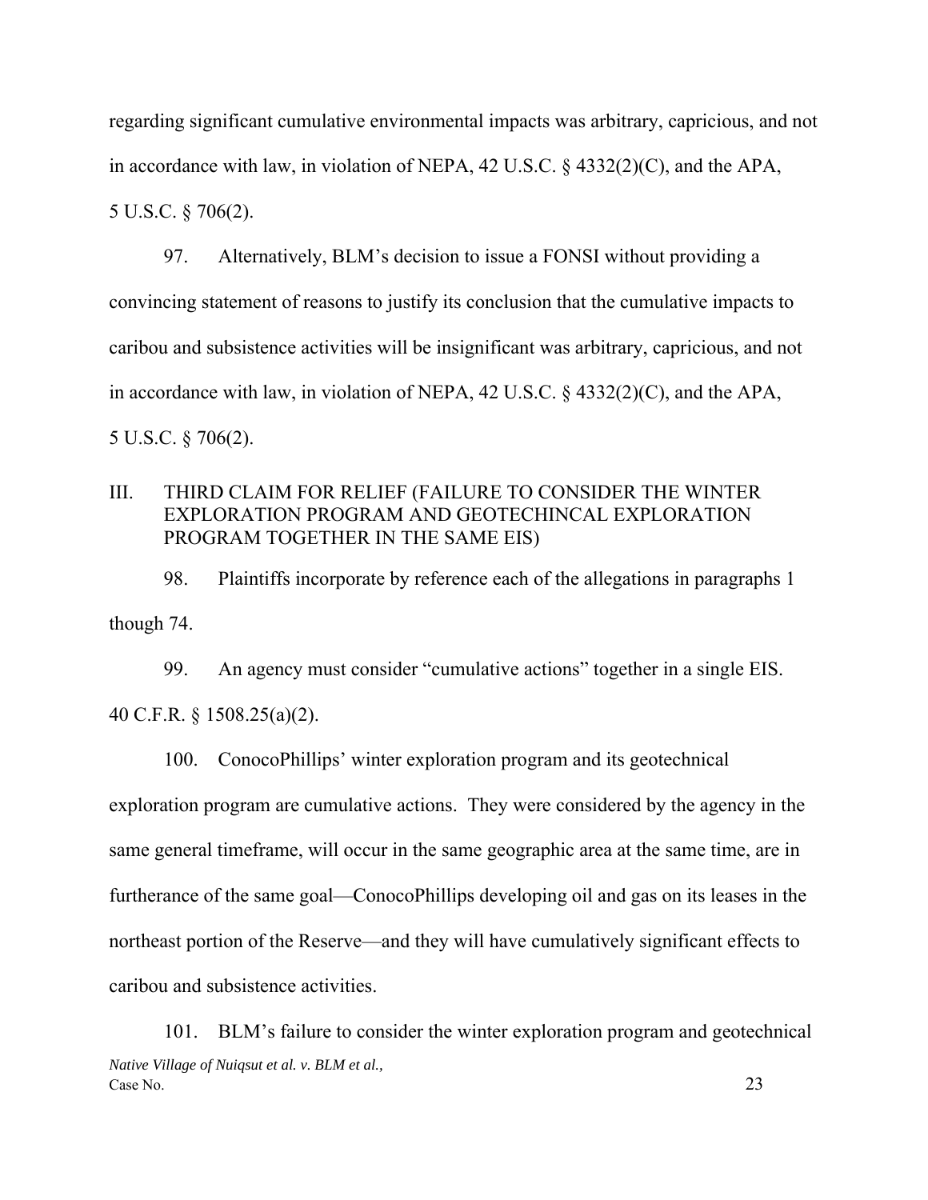regarding significant cumulative environmental impacts was arbitrary, capricious, and not in accordance with law, in violation of NEPA, 42 U.S.C. § 4332(2)(C), and the APA, 5 U.S.C. § 706(2).

97. Alternatively, BLM's decision to issue a FONSI without providing a convincing statement of reasons to justify its conclusion that the cumulative impacts to caribou and subsistence activities will be insignificant was arbitrary, capricious, and not in accordance with law, in violation of NEPA, 42 U.S.C. § 4332(2)(C), and the APA, 5 U.S.C. § 706(2).

## III. THIRD CLAIM FOR RELIEF (FAILURE TO CONSIDER THE WINTER EXPLORATION PROGRAM AND GEOTECHINCAL EXPLORATION PROGRAM TOGETHER IN THE SAME EIS)

98. Plaintiffs incorporate by reference each of the allegations in paragraphs 1 though 74.

99. An agency must consider "cumulative actions" together in a single EIS. 40 C.F.R. § 1508.25(a)(2).

100. ConocoPhillips' winter exploration program and its geotechnical exploration program are cumulative actions. They were considered by the agency in the same general timeframe, will occur in the same geographic area at the same time, are in furtherance of the same goal—ConocoPhillips developing oil and gas on its leases in the northeast portion of the Reserve—and they will have cumulatively significant effects to caribou and subsistence activities.

101. BLM's failure to consider the winter exploration program and geotechnical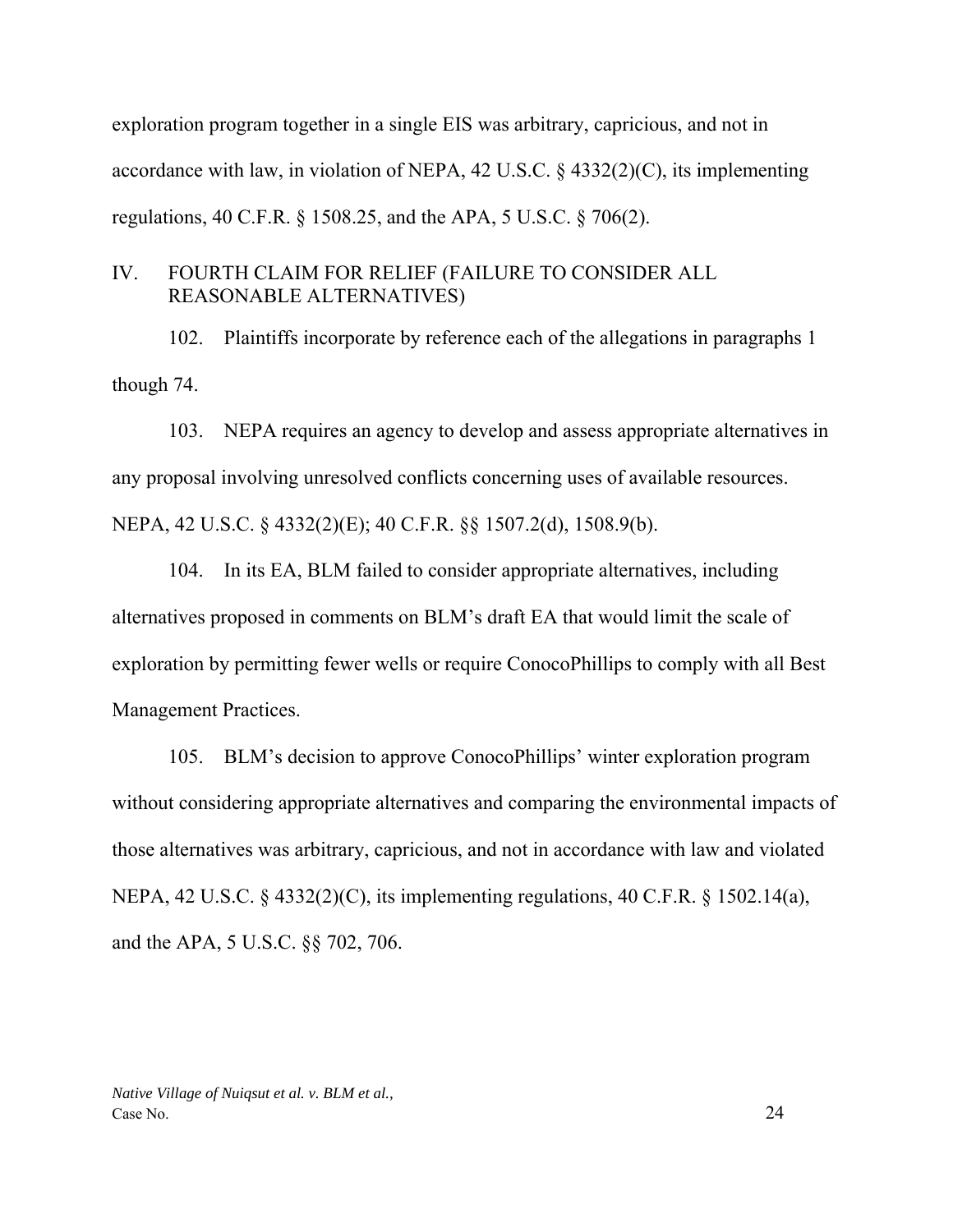exploration program together in a single EIS was arbitrary, capricious, and not in accordance with law, in violation of NEPA, 42 U.S.C. § 4332(2)(C), its implementing regulations, 40 C.F.R. § 1508.25, and the APA, 5 U.S.C. § 706(2).

## IV. FOURTH CLAIM FOR RELIEF (FAILURE TO CONSIDER ALL REASONABLE ALTERNATIVES)

102. Plaintiffs incorporate by reference each of the allegations in paragraphs 1 though 74.

103. NEPA requires an agency to develop and assess appropriate alternatives in any proposal involving unresolved conflicts concerning uses of available resources. NEPA, 42 U.S.C. § 4332(2)(E); 40 C.F.R. §§ 1507.2(d), 1508.9(b).

104. In its EA, BLM failed to consider appropriate alternatives, including alternatives proposed in comments on BLM's draft EA that would limit the scale of exploration by permitting fewer wells or require ConocoPhillips to comply with all Best Management Practices.

105. BLM's decision to approve ConocoPhillips' winter exploration program without considering appropriate alternatives and comparing the environmental impacts of those alternatives was arbitrary, capricious, and not in accordance with law and violated NEPA, 42 U.S.C. § 4332(2)(C), its implementing regulations, 40 C.F.R. § 1502.14(a), and the APA, 5 U.S.C. §§ 702, 706.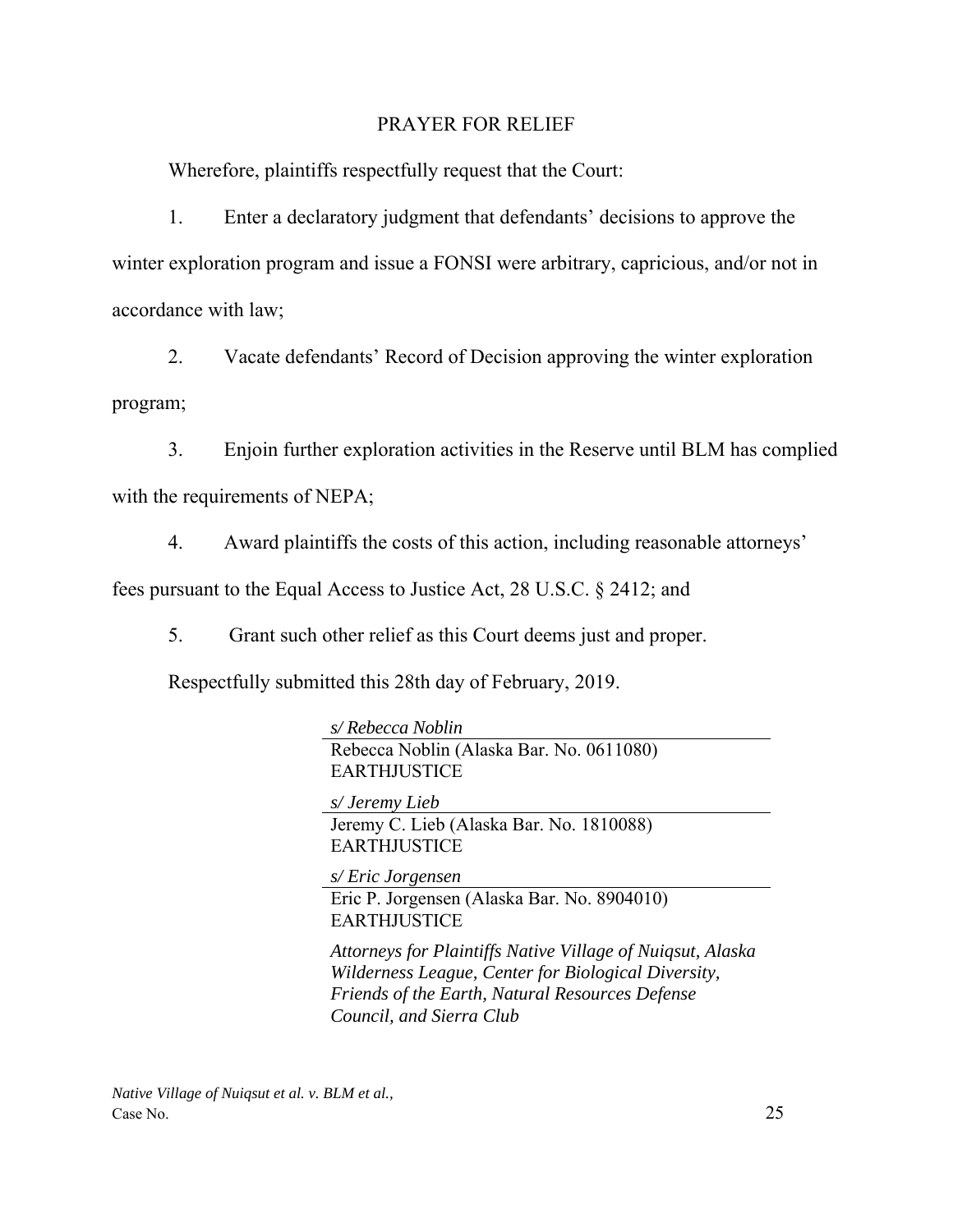## PRAYER FOR RELIEF

Wherefore, plaintiffs respectfully request that the Court:

1. Enter a declaratory judgment that defendants' decisions to approve the winter exploration program and issue a FONSI were arbitrary, capricious, and/or not in accordance with law;

2. Vacate defendants' Record of Decision approving the winter exploration program;

3. Enjoin further exploration activities in the Reserve until BLM has complied with the requirements of NEPA;

4. Award plaintiffs the costs of this action, including reasonable attorneys' fees pursuant to the Equal Access to Justice Act, 28 U.S.C. § 2412; and

5. Grant such other relief as this Court deems just and proper.

Respectfully submitted this 28th day of February, 2019.

*s/ Rebecca Noblin*
Rebecca Noblin (Alaska Bar. No. 0611080)
EARTHJUSTICE

*s/ Jeremy Lieb*
Jeremy C. Lieb (Alaska Bar. No. 1810088)
EARTHJUSTICE

*s/ Eric Jorgensen*
Eric P. Jorgensen (Alaska Bar. No. 8904010)
EARTHJUSTICE

*Attorneys for Plaintiffs Native Village of Nuiqsut, Alaska Wilderness League, Center for Biological Diversity, Friends of the Earth, Natural Resources Defense Council, and Sierra Club*